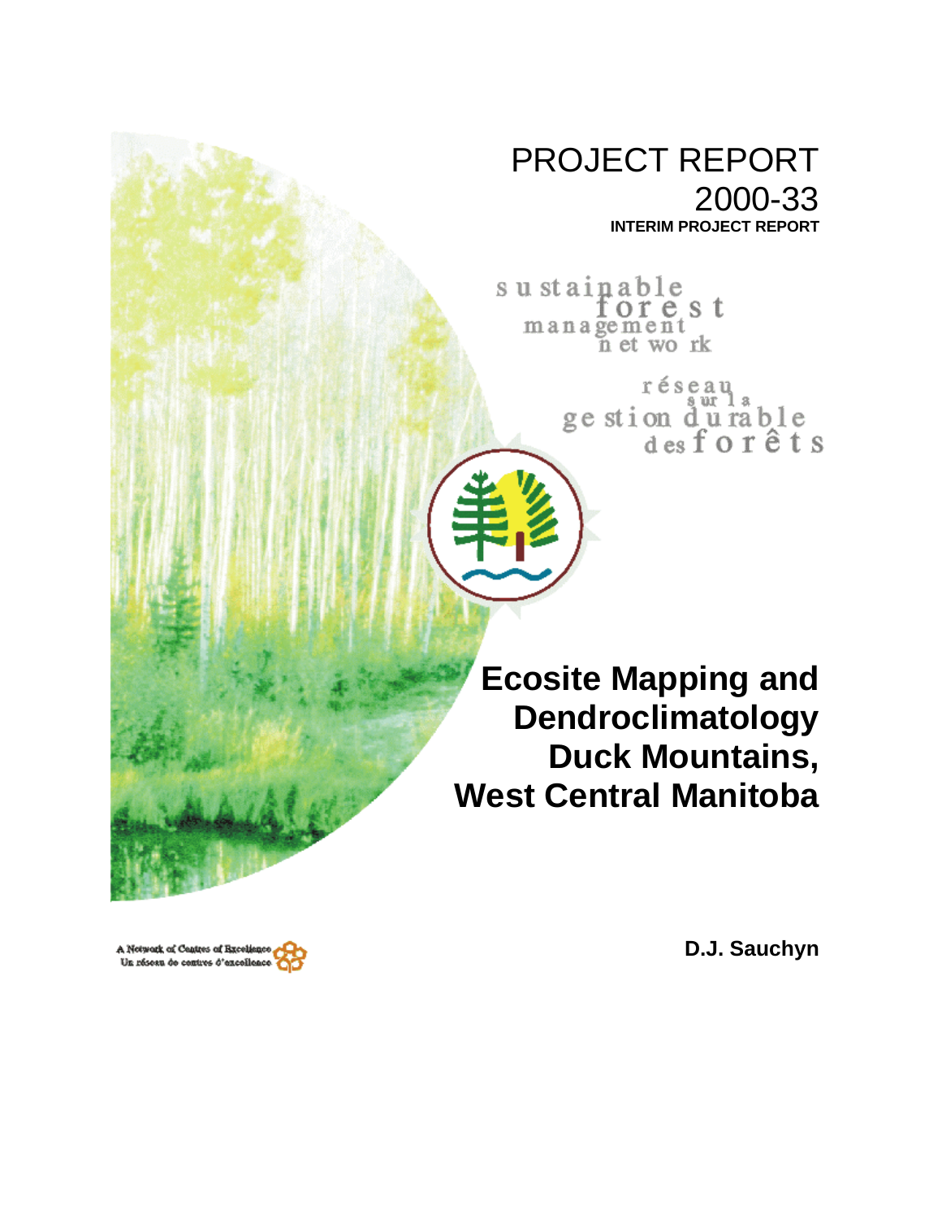PROJECT REPORT
2000-33
**INTERIM PROJECT REPORT**

sustainable forest management network

réseau sur la gestion durable des forêts

# Ecosite Mapping and Dendroclimatology Duck Mountains, West Central Manitoba

**D.J. Sauchyn**

A Network of Centres of Excellence
Un réseau de centres d'excellence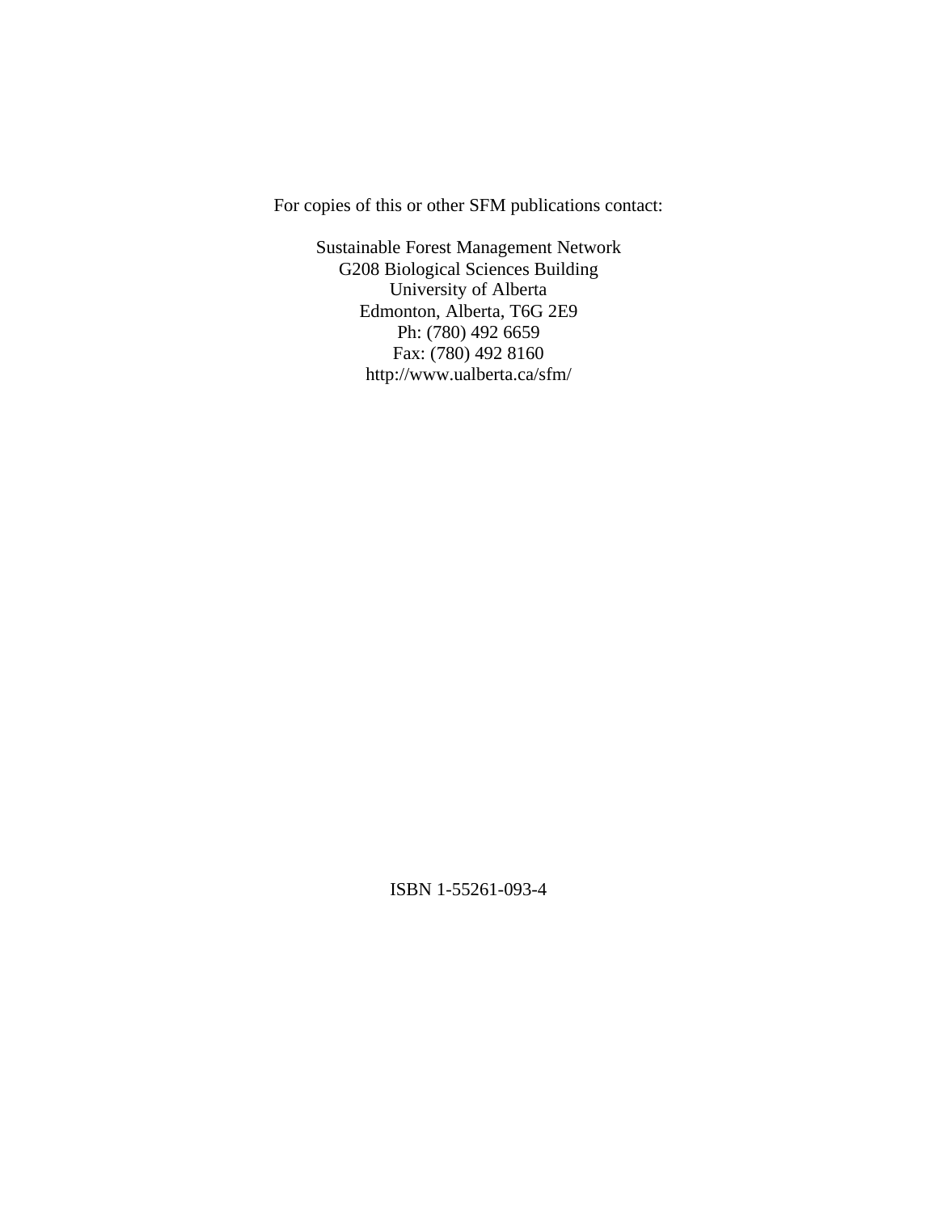For copies of this or other SFM publications contact:

Sustainable Forest Management Network
G208 Biological Sciences Building
University of Alberta
Edmonton, Alberta, T6G 2E9
Ph: (780) 492 6659
Fax: (780) 492 8160
http://www.ualberta.ca/sfm/

ISBN 1-55261-093-4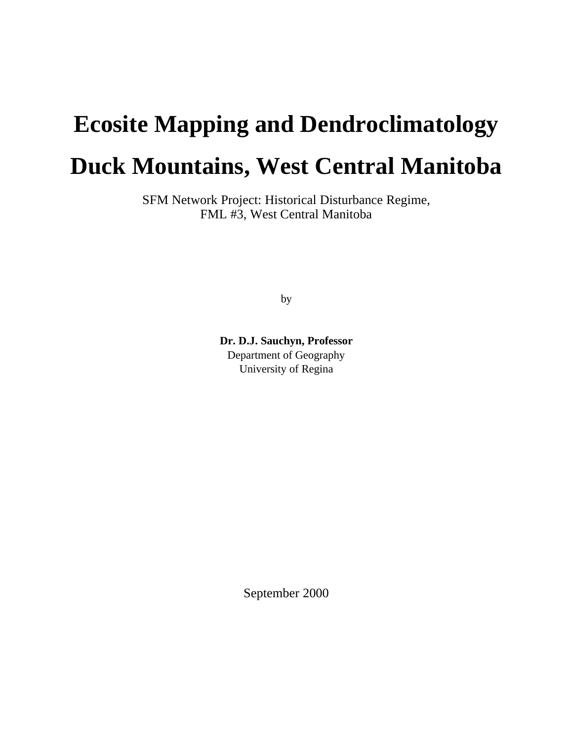# Ecosite Mapping and Dendroclimatology

# Duck Mountains, West Central Manitoba

SFM Network Project: Historical Disturbance Regime,
FML #3, West Central Manitoba

by

**Dr. D.J. Sauchyn, Professor**
Department of Geography
University of Regina

September 2000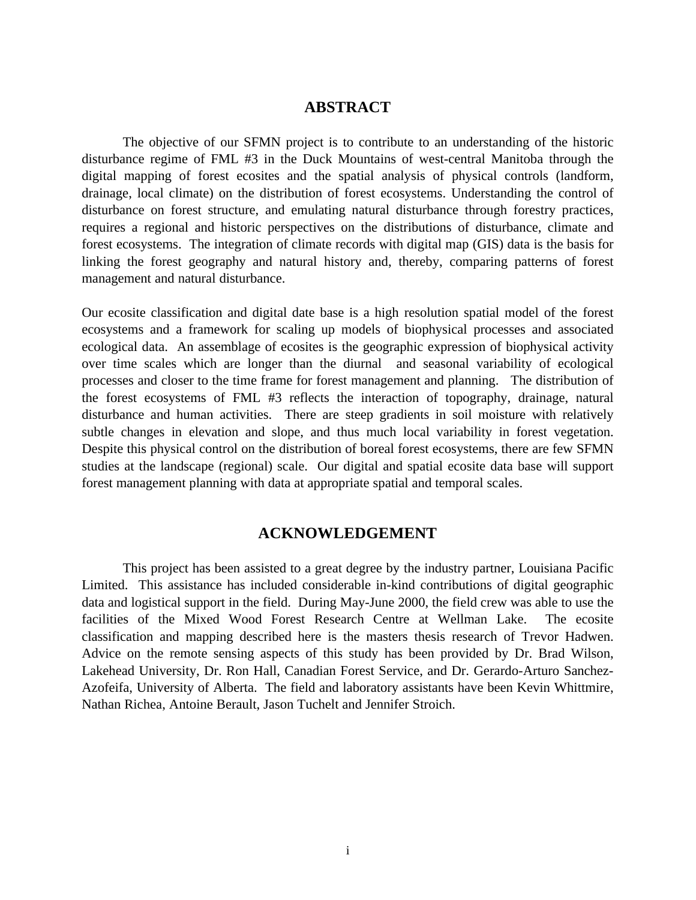## ABSTRACT

The objective of our SFMN project is to contribute to an understanding of the historic disturbance regime of FML #3 in the Duck Mountains of west-central Manitoba through the digital mapping of forest ecosites and the spatial analysis of physical controls (landform, drainage, local climate) on the distribution of forest ecosystems. Understanding the control of disturbance on forest structure, and emulating natural disturbance through forestry practices, requires a regional and historic perspectives on the distributions of disturbance, climate and forest ecosystems. The integration of climate records with digital map (GIS) data is the basis for linking the forest geography and natural history and, thereby, comparing patterns of forest management and natural disturbance.

Our ecosite classification and digital date base is a high resolution spatial model of the forest ecosystems and a framework for scaling up models of biophysical processes and associated ecological data. An assemblage of ecosites is the geographic expression of biophysical activity over time scales which are longer than the diurnal and seasonal variability of ecological processes and closer to the time frame for forest management and planning. The distribution of the forest ecosystems of FML #3 reflects the interaction of topography, drainage, natural disturbance and human activities. There are steep gradients in soil moisture with relatively subtle changes in elevation and slope, and thus much local variability in forest vegetation. Despite this physical control on the distribution of boreal forest ecosystems, there are few SFMN studies at the landscape (regional) scale. Our digital and spatial ecosite data base will support forest management planning with data at appropriate spatial and temporal scales.

## ACKNOWLEDGEMENT

This project has been assisted to a great degree by the industry partner, Louisiana Pacific Limited. This assistance has included considerable in-kind contributions of digital geographic data and logistical support in the field. During May-June 2000, the field crew was able to use the facilities of the Mixed Wood Forest Research Centre at Wellman Lake. The ecosite classification and mapping described here is the masters thesis research of Trevor Hadwen. Advice on the remote sensing aspects of this study has been provided by Dr. Brad Wilson, Lakehead University, Dr. Ron Hall, Canadian Forest Service, and Dr. Gerardo-Arturo Sanchez-Azofeifa, University of Alberta. The field and laboratory assistants have been Kevin Whittmire, Nathan Richea, Antoine Berault, Jason Tuchelt and Jennifer Stroich.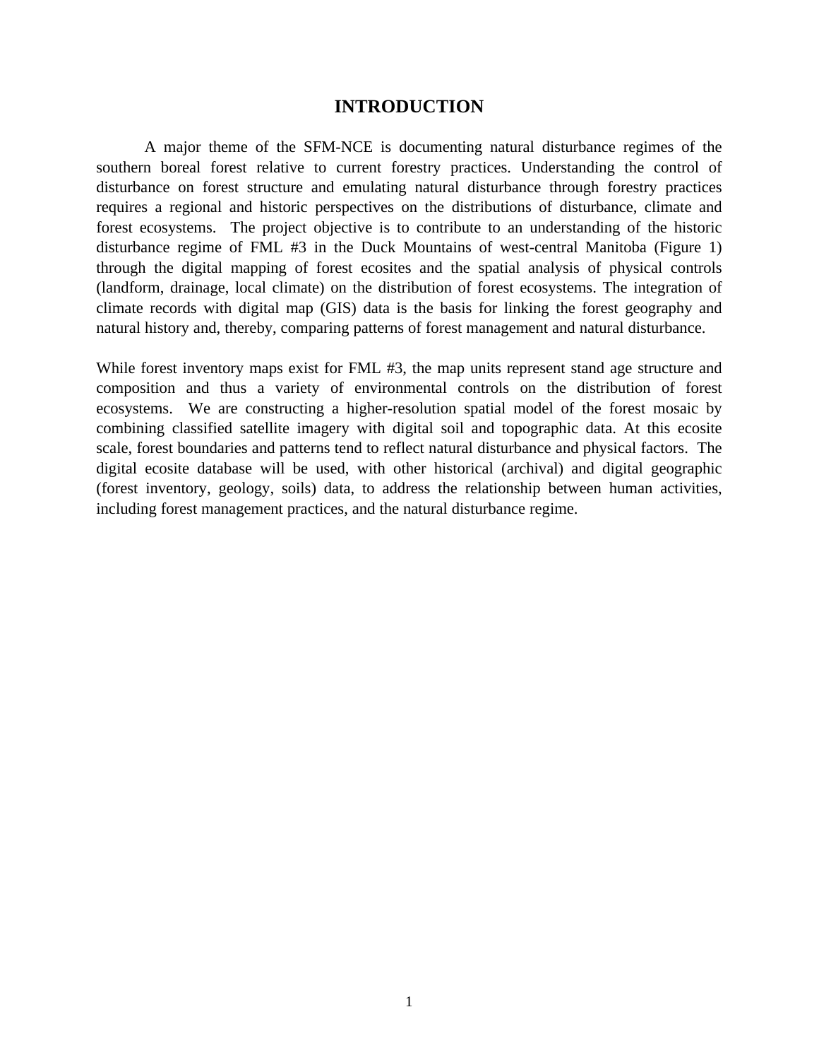# INTRODUCTION

A major theme of the SFM-NCE is documenting natural disturbance regimes of the southern boreal forest relative to current forestry practices. Understanding the control of disturbance on forest structure and emulating natural disturbance through forestry practices requires a regional and historic perspectives on the distributions of disturbance, climate and forest ecosystems. The project objective is to contribute to an understanding of the historic disturbance regime of FML #3 in the Duck Mountains of west-central Manitoba (Figure 1) through the digital mapping of forest ecosites and the spatial analysis of physical controls (landform, drainage, local climate) on the distribution of forest ecosystems. The integration of climate records with digital map (GIS) data is the basis for linking the forest geography and natural history and, thereby, comparing patterns of forest management and natural disturbance.

While forest inventory maps exist for FML #3, the map units represent stand age structure and composition and thus a variety of environmental controls on the distribution of forest ecosystems. We are constructing a higher-resolution spatial model of the forest mosaic by combining classified satellite imagery with digital soil and topographic data. At this ecosite scale, forest boundaries and patterns tend to reflect natural disturbance and physical factors. The digital ecosite database will be used, with other historical (archival) and digital geographic (forest inventory, geology, soils) data, to address the relationship between human activities, including forest management practices, and the natural disturbance regime.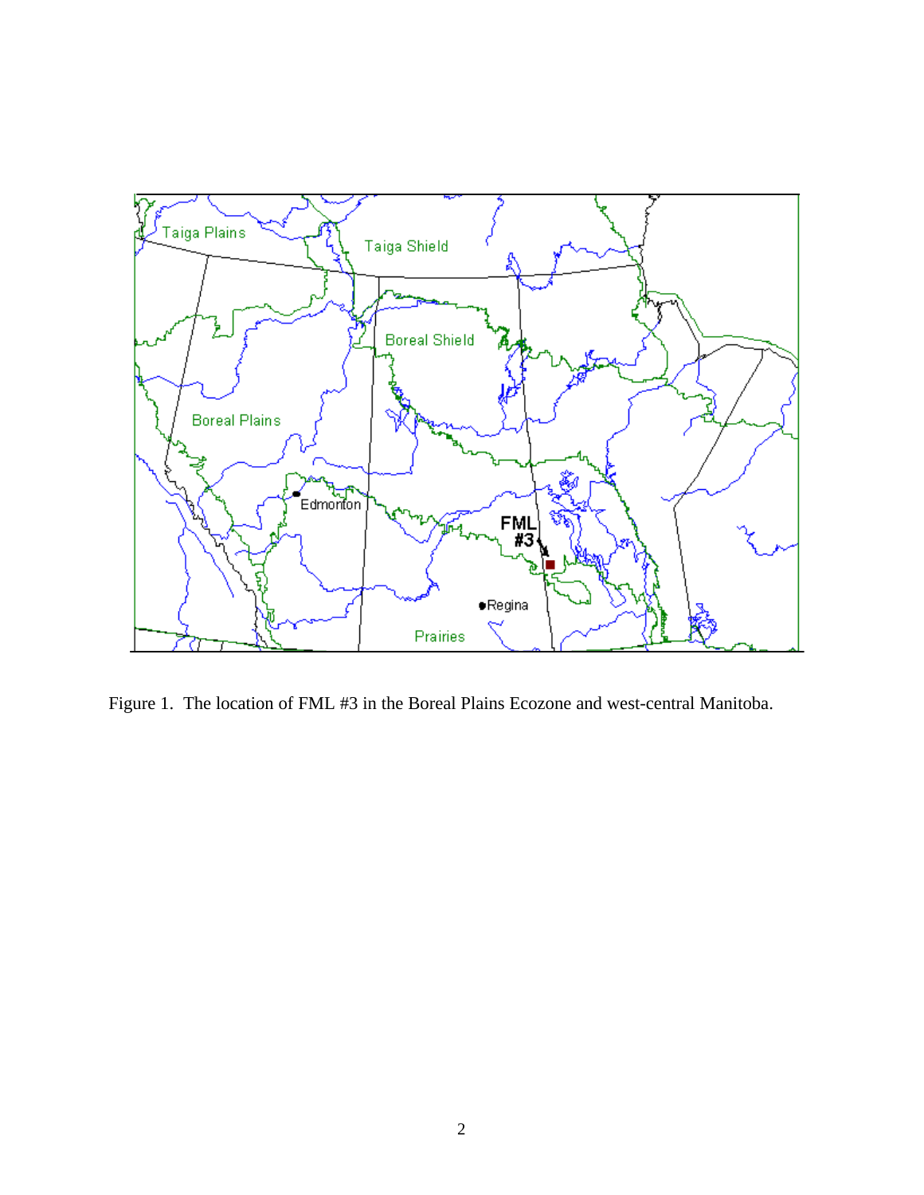Figure 1. The location of FML #3 in the Boreal Plains Ecozone and west-central Manitoba.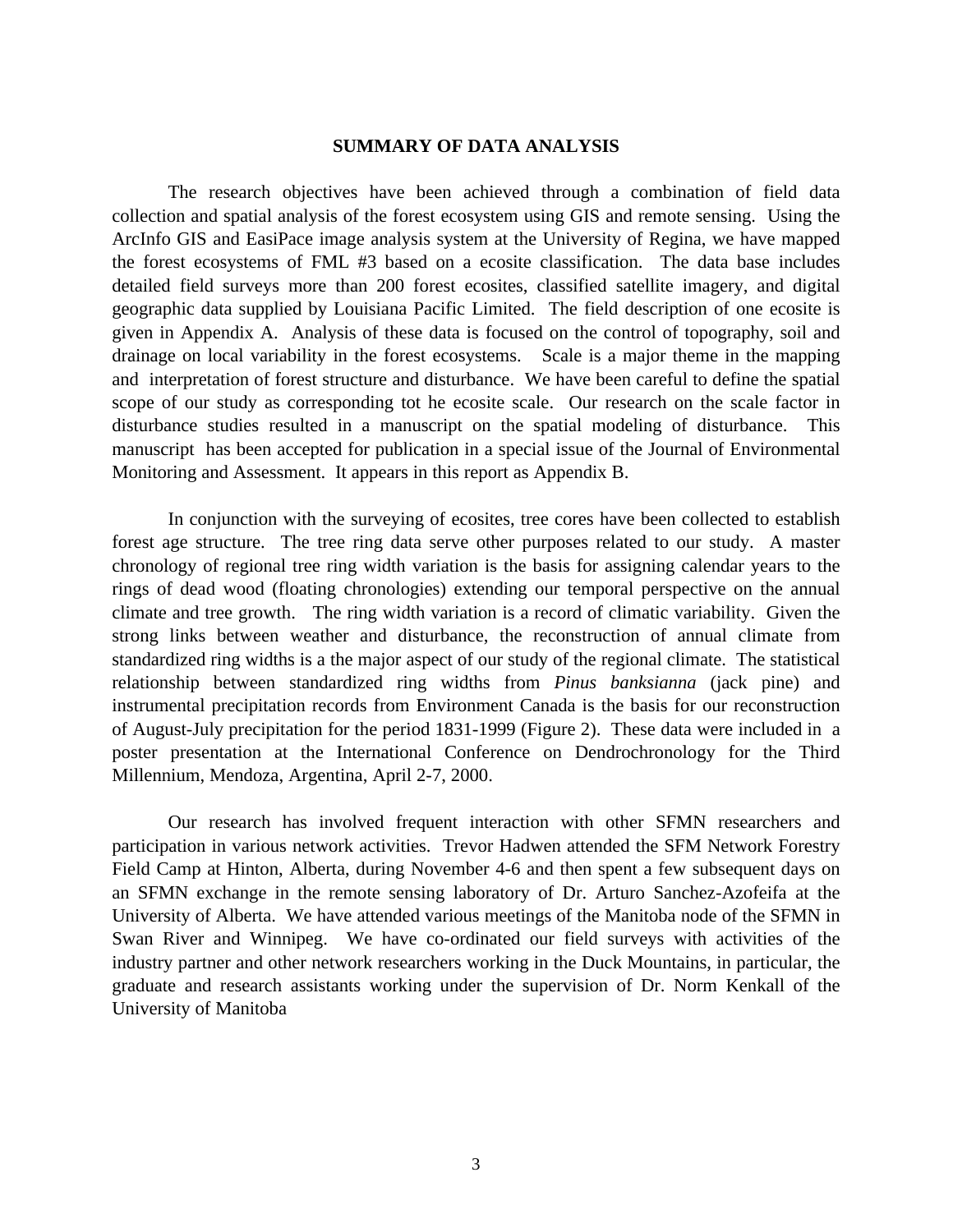## SUMMARY OF DATA ANALYSIS

The research objectives have been achieved through a combination of field data collection and spatial analysis of the forest ecosystem using GIS and remote sensing. Using the ArcInfo GIS and EasiPace image analysis system at the University of Regina, we have mapped the forest ecosystems of FML #3 based on a ecosite classification. The data base includes detailed field surveys more than 200 forest ecosites, classified satellite imagery, and digital geographic data supplied by Louisiana Pacific Limited. The field description of one ecosite is given in Appendix A. Analysis of these data is focused on the control of topography, soil and drainage on local variability in the forest ecosystems. Scale is a major theme in the mapping and interpretation of forest structure and disturbance. We have been careful to define the spatial scope of our study as corresponding tot he ecosite scale. Our research on the scale factor in disturbance studies resulted in a manuscript on the spatial modeling of disturbance. This manuscript has been accepted for publication in a special issue of the Journal of Environmental Monitoring and Assessment. It appears in this report as Appendix B.

In conjunction with the surveying of ecosites, tree cores have been collected to establish forest age structure. The tree ring data serve other purposes related to our study. A master chronology of regional tree ring width variation is the basis for assigning calendar years to the rings of dead wood (floating chronologies) extending our temporal perspective on the annual climate and tree growth. The ring width variation is a record of climatic variability. Given the strong links between weather and disturbance, the reconstruction of annual climate from standardized ring widths is a the major aspect of our study of the regional climate. The statistical relationship between standardized ring widths from *Pinus banksianna* (jack pine) and instrumental precipitation records from Environment Canada is the basis for our reconstruction of August-July precipitation for the period 1831-1999 (Figure 2). These data were included in a poster presentation at the International Conference on Dendrochronology for the Third Millennium, Mendoza, Argentina, April 2-7, 2000.

Our research has involved frequent interaction with other SFMN researchers and participation in various network activities. Trevor Hadwen attended the SFM Network Forestry Field Camp at Hinton, Alberta, during November 4-6 and then spent a few subsequent days on an SFMN exchange in the remote sensing laboratory of Dr. Arturo Sanchez-Azofeifa at the University of Alberta. We have attended various meetings of the Manitoba node of the SFMN in Swan River and Winnipeg. We have co-ordinated our field surveys with activities of the industry partner and other network researchers working in the Duck Mountains, in particular, the graduate and research assistants working under the supervision of Dr. Norm Kenkall of the University of Manitoba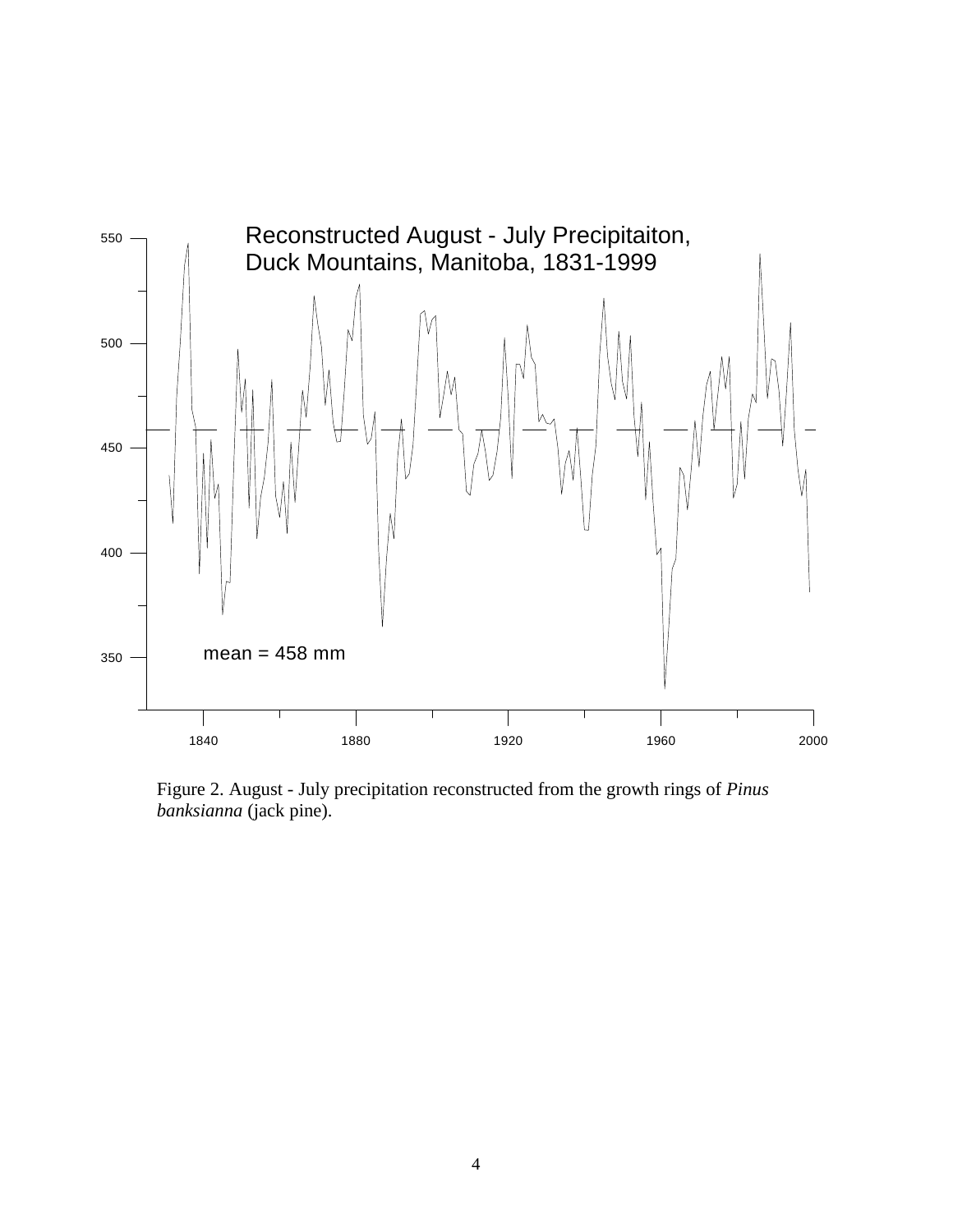Reconstructed August - July Precipitaiton,
Duck Mountains, Manitoba, 1831-1999

mean = 458 mm

Figure 2. August - July precipitation reconstructed from the growth rings of *Pinus banksianna* (jack pine).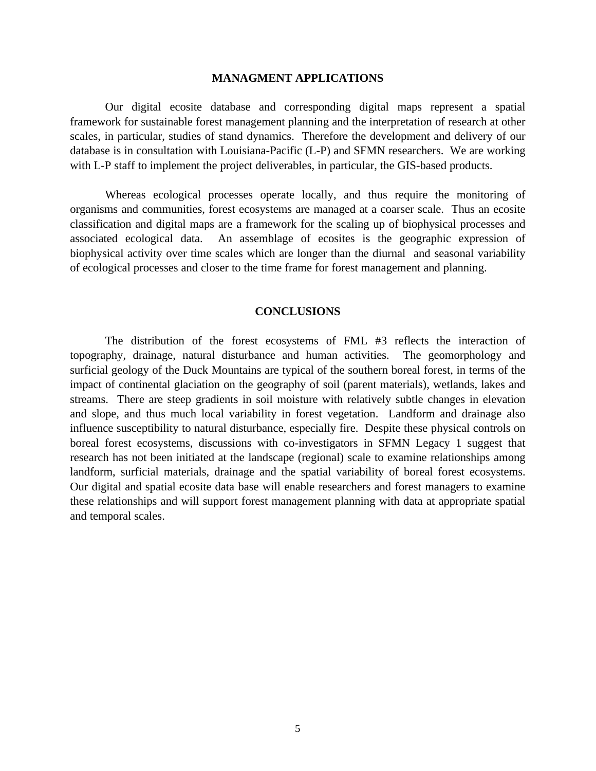## MANAGMENT APPLICATIONS

Our digital ecosite database and corresponding digital maps represent a spatial framework for sustainable forest management planning and the interpretation of research at other scales, in particular, studies of stand dynamics. Therefore the development and delivery of our database is in consultation with Louisiana-Pacific (L-P) and SFMN researchers. We are working with L-P staff to implement the project deliverables, in particular, the GIS-based products.

Whereas ecological processes operate locally, and thus require the monitoring of organisms and communities, forest ecosystems are managed at a coarser scale. Thus an ecosite classification and digital maps are a framework for the scaling up of biophysical processes and associated ecological data. An assemblage of ecosites is the geographic expression of biophysical activity over time scales which are longer than the diurnal and seasonal variability of ecological processes and closer to the time frame for forest management and planning.

## CONCLUSIONS

The distribution of the forest ecosystems of FML #3 reflects the interaction of topography, drainage, natural disturbance and human activities. The geomorphology and surficial geology of the Duck Mountains are typical of the southern boreal forest, in terms of the impact of continental glaciation on the geography of soil (parent materials), wetlands, lakes and streams. There are steep gradients in soil moisture with relatively subtle changes in elevation and slope, and thus much local variability in forest vegetation. Landform and drainage also influence susceptibility to natural disturbance, especially fire. Despite these physical controls on boreal forest ecosystems, discussions with co-investigators in SFMN Legacy 1 suggest that research has not been initiated at the landscape (regional) scale to examine relationships among landform, surficial materials, drainage and the spatial variability of boreal forest ecosystems. Our digital and spatial ecosite data base will enable researchers and forest managers to examine these relationships and will support forest management planning with data at appropriate spatial and temporal scales.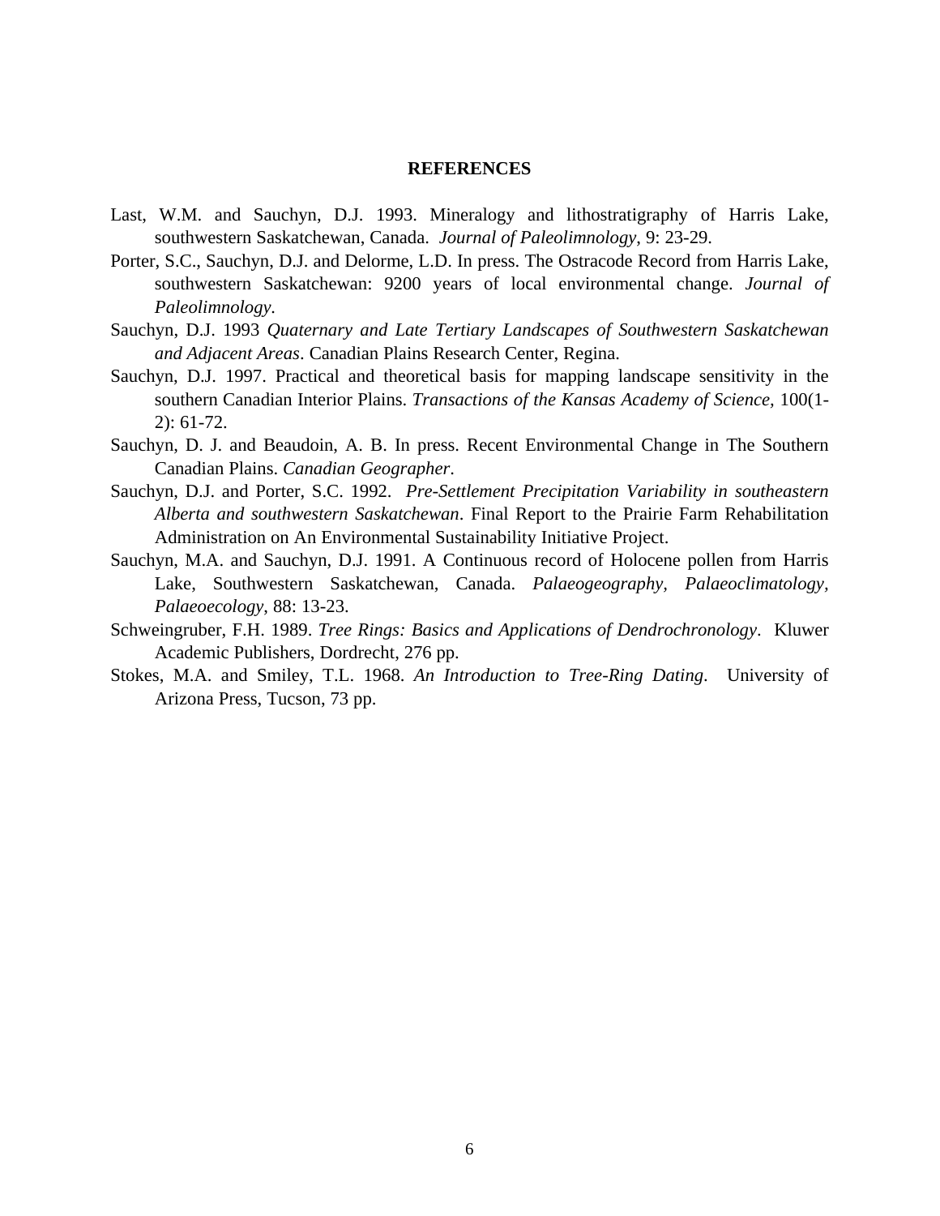## REFERENCES

Last, W.M. and Sauchyn, D.J. 1993. Mineralogy and lithostratigraphy of Harris Lake, southwestern Saskatchewan, Canada. *Journal of Paleolimnology*, 9: 23-29.

Porter, S.C., Sauchyn, D.J. and Delorme, L.D. In press. The Ostracode Record from Harris Lake, southwestern Saskatchewan: 9200 years of local environmental change. *Journal of Paleolimnology*.

Sauchyn, D.J. 1993 *Quaternary and Late Tertiary Landscapes of Southwestern Saskatchewan and Adjacent Areas*. Canadian Plains Research Center, Regina.

Sauchyn, D.J. 1997. Practical and theoretical basis for mapping landscape sensitivity in the southern Canadian Interior Plains. *Transactions of the Kansas Academy of Science*, 100(1-2): 61-72.

Sauchyn, D. J. and Beaudoin, A. B. In press. Recent Environmental Change in The Southern Canadian Plains. *Canadian Geographer*.

Sauchyn, D.J. and Porter, S.C. 1992. *Pre-Settlement Precipitation Variability in southeastern Alberta and southwestern Saskatchewan*. Final Report to the Prairie Farm Rehabilitation Administration on An Environmental Sustainability Initiative Project.

Sauchyn, M.A. and Sauchyn, D.J. 1991. A Continuous record of Holocene pollen from Harris Lake, Southwestern Saskatchewan, Canada. *Palaeogeography, Palaeoclimatology, Palaeoecology*, 88: 13-23.

Schweingruber, F.H. 1989. *Tree Rings: Basics and Applications of Dendrochronology*. Kluwer Academic Publishers, Dordrecht, 276 pp.

Stokes, M.A. and Smiley, T.L. 1968. *An Introduction to Tree-Ring Dating*. University of Arizona Press, Tucson, 73 pp.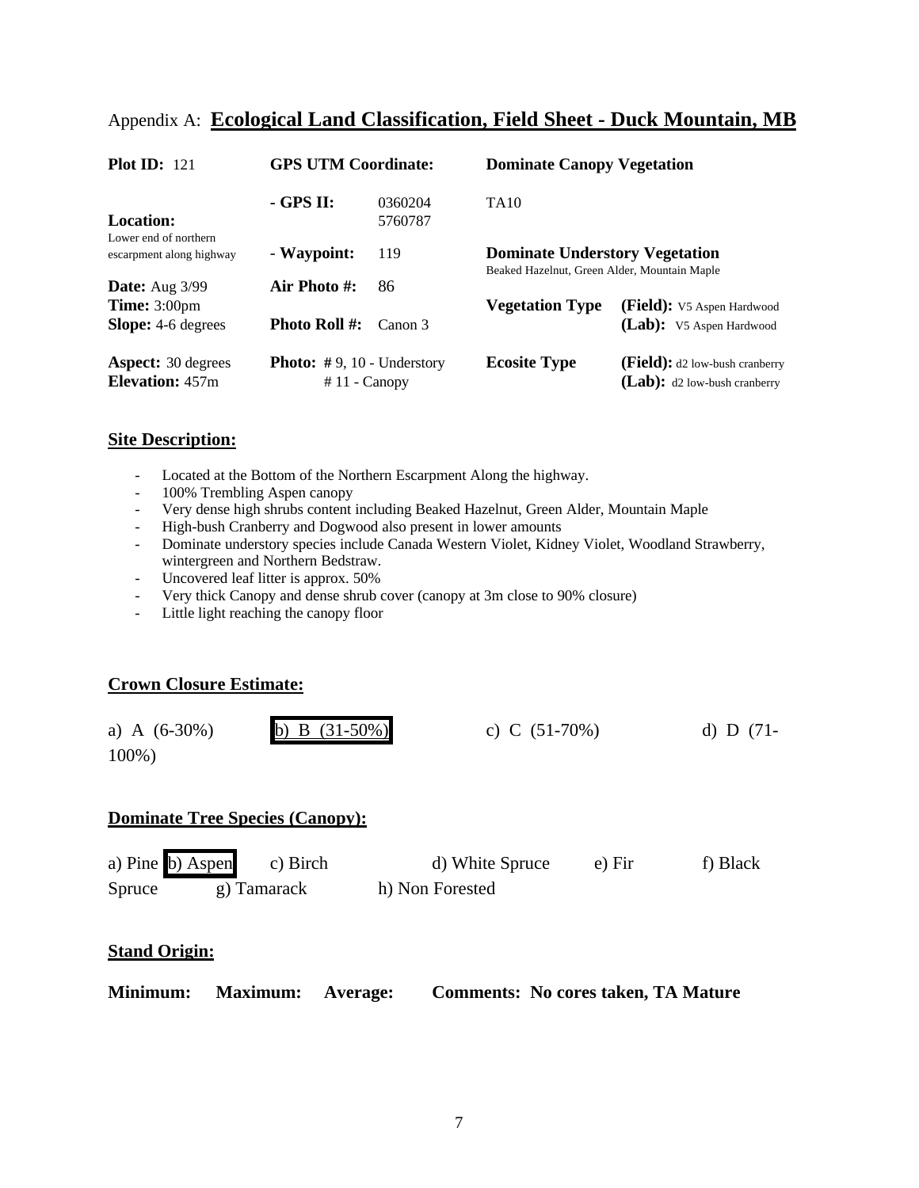Appendix A: **Ecological Land Classification, Field Sheet - Duck Mountain, MB**

| | | | | |
|---|---|---|---|---|
| **Plot ID:** 121 | **GPS UTM Coordinate:** | | **Dominate Canopy Vegetation** | |
| **Location:** Lower end of northern escarpment along highway | **- GPS II:** | 0360204 5760787 | TA10 | |
| | **- Waypoint:** | 119 | **Dominate Understory Vegetation** Beaked Hazelnut, Green Alder, Mountain Maple | |
| **Date:** Aug 3/99 | **Air Photo #:** | 86 | | |
| **Time:** 3:00pm | | | **Vegetation Type** | **(Field):** V5 Aspen Hardwood |
| **Slope:** 4-6 degrees | **Photo Roll #:** | Canon 3 | | **(Lab):** V5 Aspen Hardwood |
| **Aspect:** 30 degrees | **Photo:** # 9, 10 - Understory | | **Ecosite Type** | **(Field):** d2 low-bush cranberry |
| **Elevation:** 457m | # 11 - Canopy | | | **(Lab):** d2 low-bush cranberry |

**Site Description:**

- Located at the Bottom of the Northern Escarpment Along the highway.
- 100% Trembling Aspen canopy
- Very dense high shrubs content including Beaked Hazelnut, Green Alder, Mountain Maple
- High-bush Cranberry and Dogwood also present in lower amounts
- Dominate understory species include Canada Western Violet, Kidney Violet, Woodland Strawberry, wintergreen and Northern Bedstraw.
- Uncovered leaf litter is approx. 50%
- Very thick Canopy and dense shrub cover (canopy at 3m close to 90% closure)
- Little light reaching the canopy floor

**Crown Closure Estimate:**

a) A (6-30%) **[b) B (31-50%)]** c) C (51-70%) d) D (71-100%)

**Dominate Tree Species (Canopy):**

a) Pine **[b) Aspen]** c) Birch d) White Spruce e) Fir f) Black Spruce g) Tamarack h) Non Forested

**Stand Origin:**

**Minimum: Maximum: Average: Comments: No cores taken, TA Mature**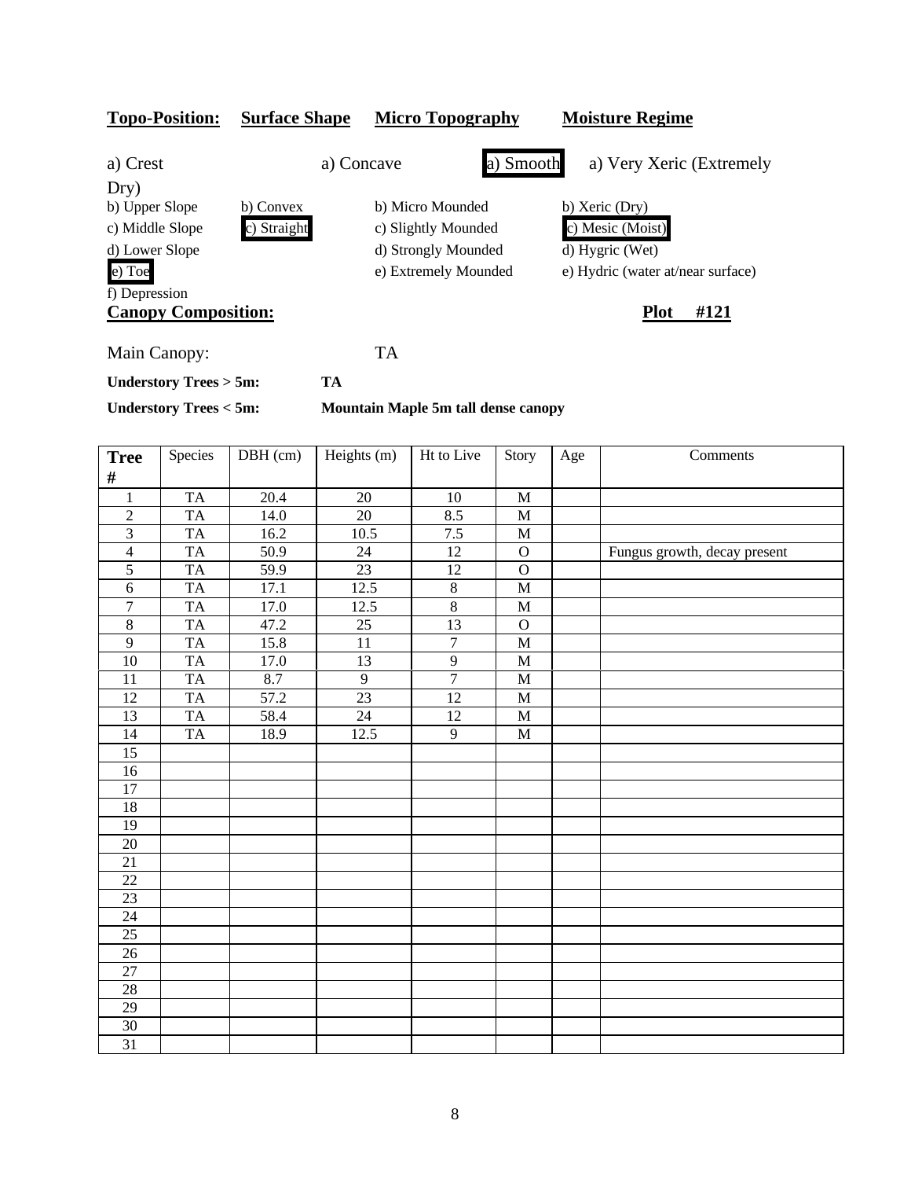**Topo-Position:** **Surface Shape** **Micro Topography** **Moisture Regime**

| Topo-Position | Surface Shape | Micro Topography | Moisture Regime |
|---|---|---|---|
| a) Crest | a) Concave | **[a) Smooth]** | a) Very Xeric (Extremely Dry) |
| b) Upper Slope | b) Convex | b) Micro Mounded | b) Xeric (Dry) |
| c) Middle Slope | **[c) Straight]** | c) Slightly Mounded | **[c) Mesic (Moist)]** |
| d) Lower Slope | | d) Strongly Mounded | d) Hygric (Wet) |
| **[e) Toe]** | | e) Extremely Mounded | e) Hydric (water at/near surface) |
| f) Depression | | | |

**Canopy Composition:** **Plot #121**

Main Canopy: TA

**Understory Trees > 5m:** **TA**

**Understory Trees < 5m:** **Mountain Maple 5m tall dense canopy**

| Tree # | Species | DBH (cm) | Heights (m) | Ht to Live | Story | Age | Comments |
|---|---|---|---|---|---|---|---|
| 1 | TA | 20.4 | 20 | 10 | M | | |
| 2 | TA | 14.0 | 20 | 8.5 | M | | |
| 3 | TA | 16.2 | 10.5 | 7.5 | M | | |
| 4 | TA | 50.9 | 24 | 12 | O | | Fungus growth, decay present |
| 5 | TA | 59.9 | 23 | 12 | O | | |
| 6 | TA | 17.1 | 12.5 | 8 | M | | |
| 7 | TA | 17.0 | 12.5 | 8 | M | | |
| 8 | TA | 47.2 | 25 | 13 | O | | |
| 9 | TA | 15.8 | 11 | 7 | M | | |
| 10 | TA | 17.0 | 13 | 9 | M | | |
| 11 | TA | 8.7 | 9 | 7 | M | | |
| 12 | TA | 57.2 | 23 | 12 | M | | |
| 13 | TA | 58.4 | 24 | 12 | M | | |
| 14 | TA | 18.9 | 12.5 | 9 | M | | |
| 15 | | | | | | | |
| 16 | | | | | | | |
| 17 | | | | | | | |
| 18 | | | | | | | |
| 19 | | | | | | | |
| 20 | | | | | | | |
| 21 | | | | | | | |
| 22 | | | | | | | |
| 23 | | | | | | | |
| 24 | | | | | | | |
| 25 | | | | | | | |
| 26 | | | | | | | |
| 27 | | | | | | | |
| 28 | | | | | | | |
| 29 | | | | | | | |
| 30 | | | | | | | |
| 31 | | | | | | | |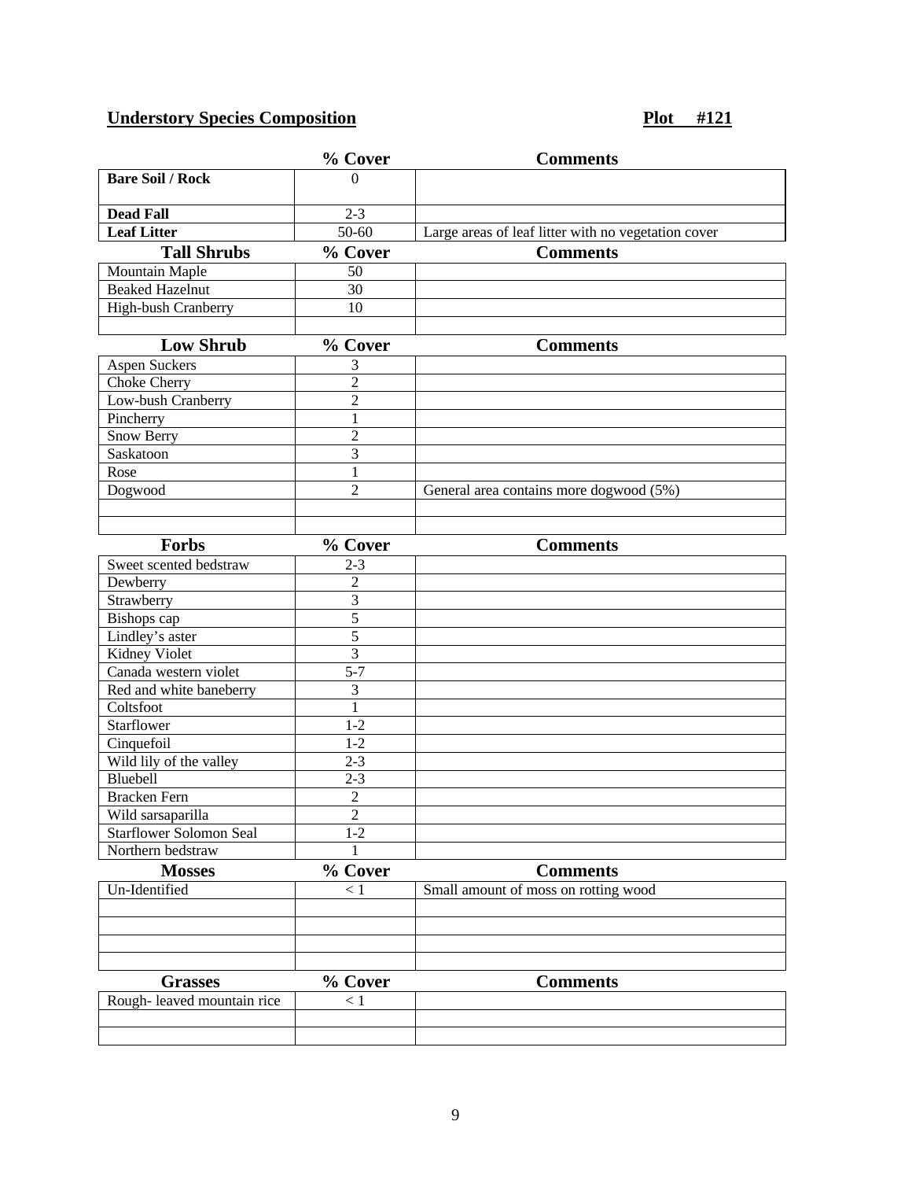**Understory Species Composition** **Plot #121**

| | % Cover | Comments |
|---|---|---|
| **Bare Soil / Rock** | 0 | |
| **Dead Fall** | 2-3 | |
| **Leaf Litter** | 50-60 | Large areas of leaf litter with no vegetation cover |

| **Tall Shrubs** | **% Cover** | **Comments** |
|---|---|---|
| Mountain Maple | 50 | |
| Beaked Hazelnut | 30 | |
| High-bush Cranberry | 10 | |
| | | |

| **Low Shrub** | **% Cover** | **Comments** |
|---|---|---|
| Aspen Suckers | 3 | |
| Choke Cherry | 2 | |
| Low-bush Cranberry | 2 | |
| Pincherry | 1 | |
| Snow Berry | 2 | |
| Saskatoon | 3 | |
| Rose | 1 | |
| Dogwood | 2 | General area contains more dogwood (5%) |
| | | |
| | | |

| **Forbs** | **% Cover** | **Comments** |
|---|---|---|
| Sweet scented bedstraw | 2-3 | |
| Dewberry | 2 | |
| Strawberry | 3 | |
| Bishops cap | 5 | |
| Lindley's aster | 5 | |
| Kidney Violet | 3 | |
| Canada western violet | 5-7 | |
| Red and white baneberry | 3 | |
| Coltsfoot | 1 | |
| Starflower | 1-2 | |
| Cinquefoil | 1-2 | |
| Wild lily of the valley | 2-3 | |
| Bluebell | 2-3 | |
| Bracken Fern | 2 | |
| Wild sarsaparilla | 2 | |
| Starflower Solomon Seal | 1-2 | |
| Northern bedstraw | 1 | |

| **Mosses** | **% Cover** | **Comments** |
|---|---|---|
| Un-Identified | < 1 | Small amount of moss on rotting wood |
| | | |
| | | |
| | | |
| | | |

| **Grasses** | **% Cover** | **Comments** |
|---|---|---|
| Rough- leaved mountain rice | < 1 | |
| | | |
| | | |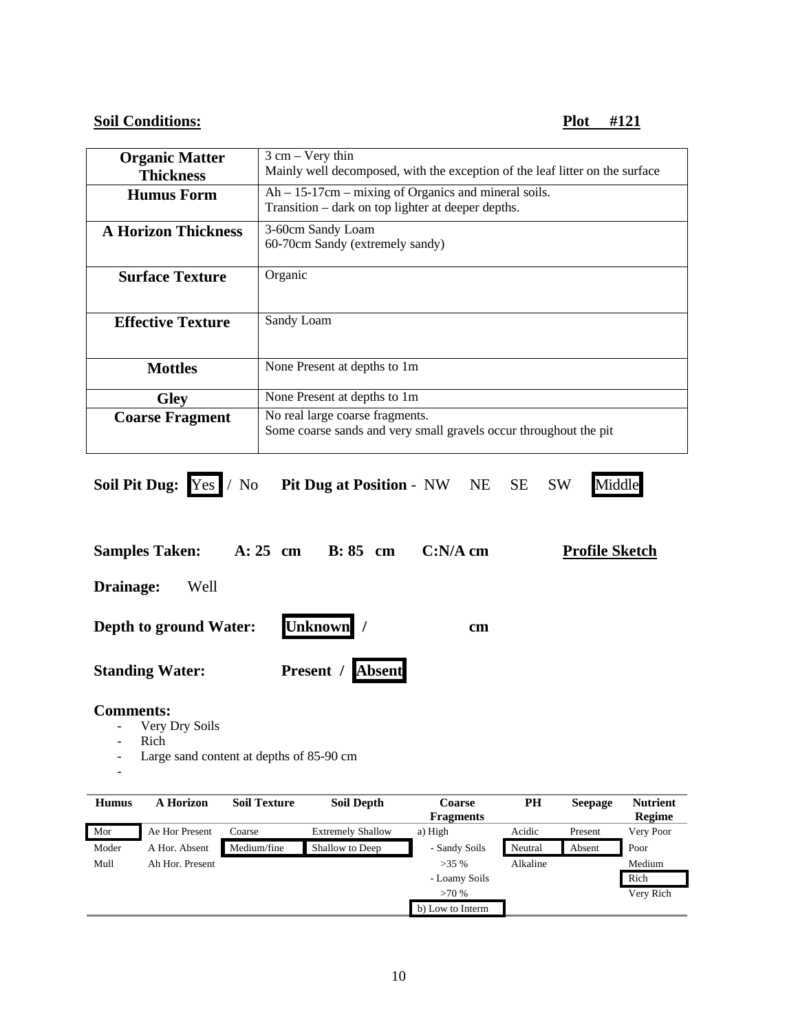**Soil Conditions:** **Plot #121**

| **Organic Matter Thickness** | 3 cm – Very thin<br>Mainly well decomposed, with the exception of the leaf litter on the surface |
|---|---|
| **Humus Form** | Ah – 15-17cm – mixing of Organics and mineral soils.<br>Transition – dark on top lighter at deeper depths. |
| **A Horizon Thickness** | 3-60cm Sandy Loam<br>60-70cm Sandy (extremely sandy) |
| **Surface Texture** | Organic |
| **Effective Texture** | Sandy Loam |
| **Mottles** | None Present at depths to 1m |
| **Gley** | None Present at depths to 1m |
| **Coarse Fragment** | No real large coarse fragments.<br>Some coarse sands and very small gravels occur throughout the pit |

**Soil Pit Dug:** [Yes] / No **Pit Dug at Position** - NW NE SE SW [Middle]

**Samples Taken:** **A: 25 cm** **B: 85 cm** **C:N/A cm** **Profile Sketch**

**Drainage:** Well

**Depth to ground Water:** **[Unknown] /** **cm**

**Standing Water:** **Present / [Absent]**

**Comments:**
- Very Dry Soils
- Rich
- Large sand content at depths of 85-90 cm
-

| Humus | A Horizon | Soil Texture | Soil Depth | Coarse Fragments | PH | Seepage | Nutrient Regime |
|---|---|---|---|---|---|---|---|
| [Mor] | Ae Hor Present | Coarse | Extremely Shallow | a) High | Acidic | Present | Very Poor |
| Moder | A Hor. Absent | [Medium/fine] | [Shallow to Deep] | - Sandy Soils | [Neutral] | [Absent] | Poor |
| Mull | Ah Hor. Present | | | >35 % | Alkaline | | Medium |
| | | | | - Loamy Soils | | | [Rich] |
| | | | | >70 % | | | Very Rich |
| | | | | [b) Low to Interm] | | | |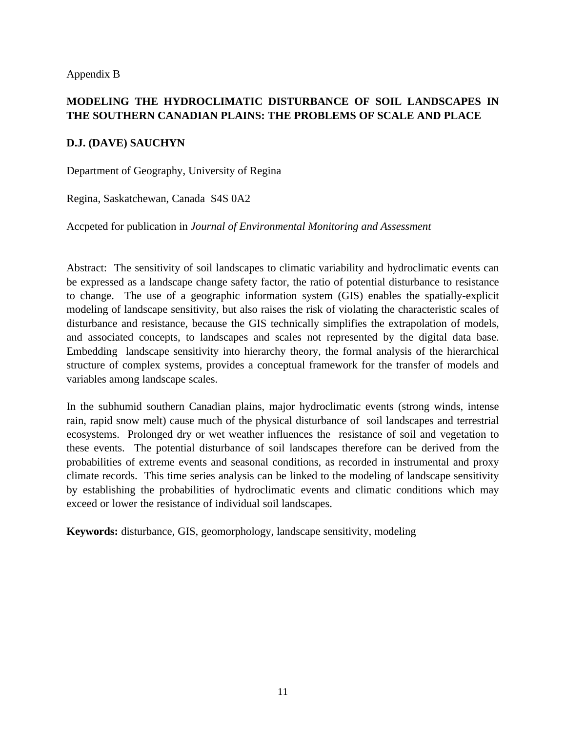Appendix B

## MODELING THE HYDROCLIMATIC DISTURBANCE OF SOIL LANDSCAPES IN THE SOUTHERN CANADIAN PLAINS: THE PROBLEMS OF SCALE AND PLACE

**D.J. (DAVE) SAUCHYN**

Department of Geography, University of Regina

Regina, Saskatchewan, Canada S4S 0A2

Accpeted for publication in *Journal of Environmental Monitoring and Assessment*

Abstract: The sensitivity of soil landscapes to climatic variability and hydroclimatic events can be expressed as a landscape change safety factor, the ratio of potential disturbance to resistance to change. The use of a geographic information system (GIS) enables the spatially-explicit modeling of landscape sensitivity, but also raises the risk of violating the characteristic scales of disturbance and resistance, because the GIS technically simplifies the extrapolation of models, and associated concepts, to landscapes and scales not represented by the digital data base. Embedding landscape sensitivity into hierarchy theory, the formal analysis of the hierarchical structure of complex systems, provides a conceptual framework for the transfer of models and variables among landscape scales.

In the subhumid southern Canadian plains, major hydroclimatic events (strong winds, intense rain, rapid snow melt) cause much of the physical disturbance of soil landscapes and terrestrial ecosystems. Prolonged dry or wet weather influences the resistance of soil and vegetation to these events. The potential disturbance of soil landscapes therefore can be derived from the probabilities of extreme events and seasonal conditions, as recorded in instrumental and proxy climate records. This time series analysis can be linked to the modeling of landscape sensitivity by establishing the probabilities of hydroclimatic events and climatic conditions which may exceed or lower the resistance of individual soil landscapes.

**Keywords:** disturbance, GIS, geomorphology, landscape sensitivity, modeling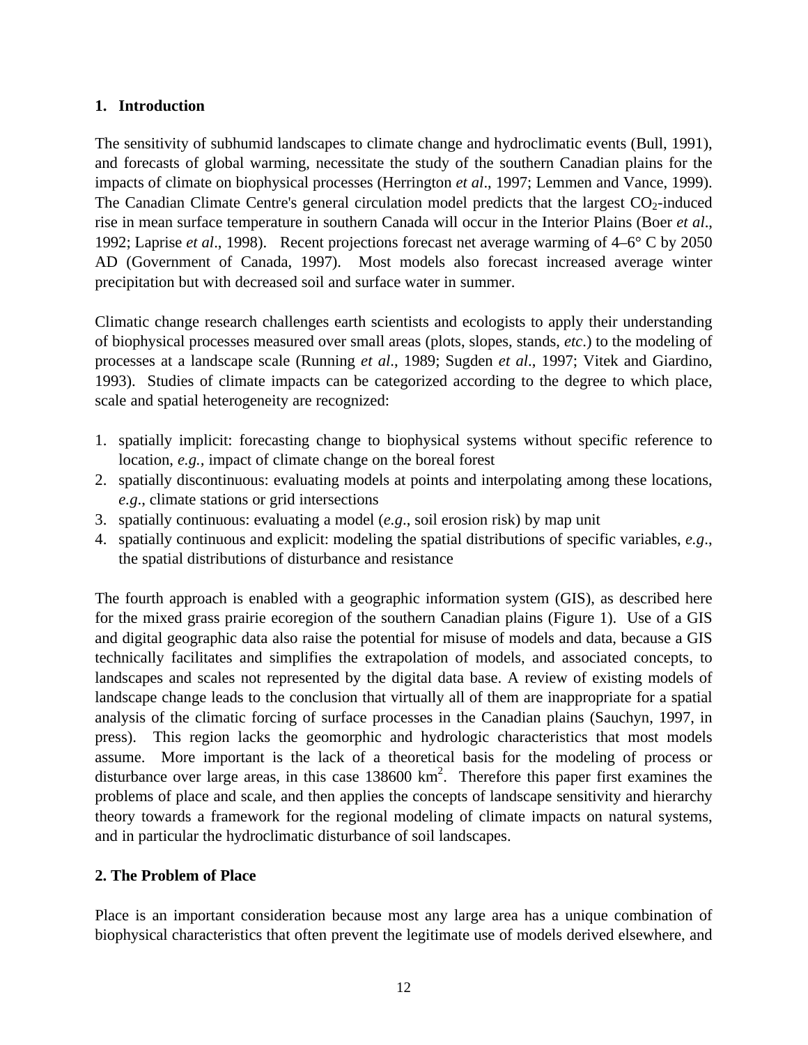## 1. Introduction

The sensitivity of subhumid landscapes to climate change and hydroclimatic events (Bull, 1991), and forecasts of global warming, necessitate the study of the southern Canadian plains for the impacts of climate on biophysical processes (Herrington *et al*., 1997; Lemmen and Vance, 1999). The Canadian Climate Centre's general circulation model predicts that the largest $CO_2$-induced rise in mean surface temperature in southern Canada will occur in the Interior Plains (Boer *et al*., 1992; Laprise *et al*., 1998). Recent projections forecast net average warming of 4–6° C by 2050 AD (Government of Canada, 1997). Most models also forecast increased average winter precipitation but with decreased soil and surface water in summer.

Climatic change research challenges earth scientists and ecologists to apply their understanding of biophysical processes measured over small areas (plots, slopes, stands, *etc*.) to the modeling of processes at a landscape scale (Running *et al*., 1989; Sugden *et al*., 1997; Vitek and Giardino, 1993). Studies of climate impacts can be categorized according to the degree to which place, scale and spatial heterogeneity are recognized:

1. spatially implicit: forecasting change to biophysical systems without specific reference to location, *e.g.*, impact of climate change on the boreal forest
2. spatially discontinuous: evaluating models at points and interpolating among these locations, *e.g*., climate stations or grid intersections
3. spatially continuous: evaluating a model (*e.g*., soil erosion risk) by map unit
4. spatially continuous and explicit: modeling the spatial distributions of specific variables, *e.g*., the spatial distributions of disturbance and resistance

The fourth approach is enabled with a geographic information system (GIS), as described here for the mixed grass prairie ecoregion of the southern Canadian plains (Figure 1). Use of a GIS and digital geographic data also raise the potential for misuse of models and data, because a GIS technically facilitates and simplifies the extrapolation of models, and associated concepts, to landscapes and scales not represented by the digital data base. A review of existing models of landscape change leads to the conclusion that virtually all of them are inappropriate for a spatial analysis of the climatic forcing of surface processes in the Canadian plains (Sauchyn, 1997, in press). This region lacks the geomorphic and hydrologic characteristics that most models assume. More important is the lack of a theoretical basis for the modeling of process or disturbance over large areas, in this case 138600 km$^2$. Therefore this paper first examines the problems of place and scale, and then applies the concepts of landscape sensitivity and hierarchy theory towards a framework for the regional modeling of climate impacts on natural systems, and in particular the hydroclimatic disturbance of soil landscapes.

## 2. The Problem of Place

Place is an important consideration because most any large area has a unique combination of biophysical characteristics that often prevent the legitimate use of models derived elsewhere, and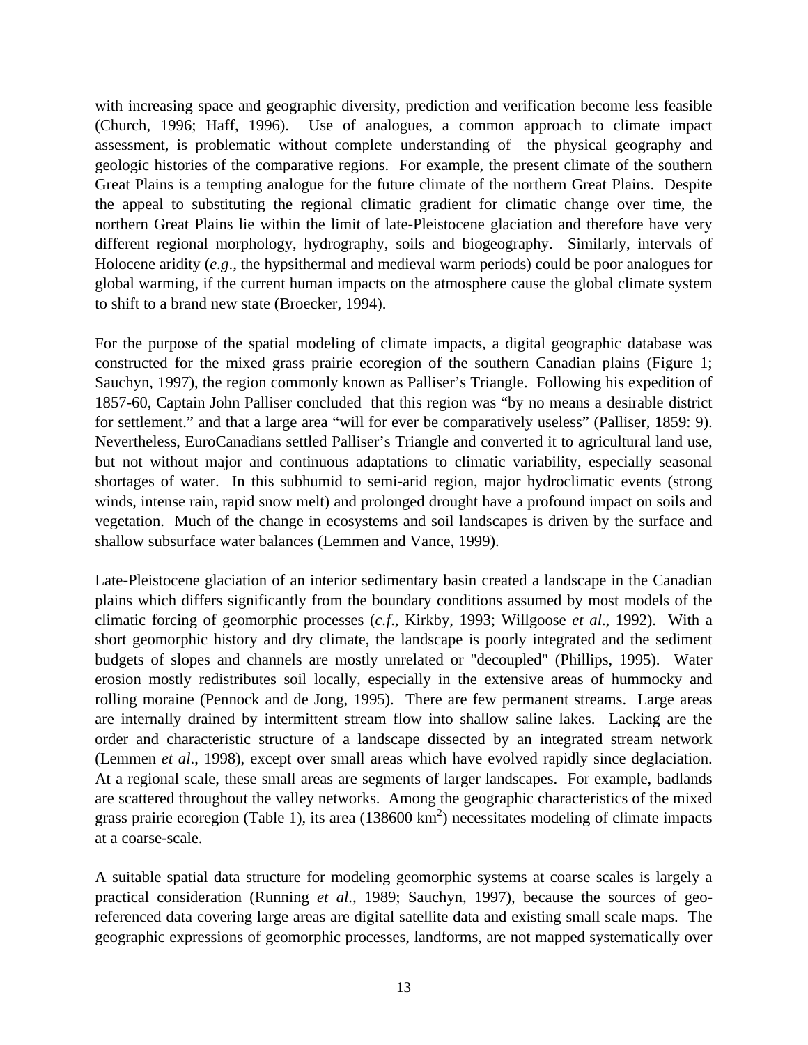with increasing space and geographic diversity, prediction and verification become less feasible (Church, 1996; Haff, 1996). Use of analogues, a common approach to climate impact assessment, is problematic without complete understanding of the physical geography and geologic histories of the comparative regions. For example, the present climate of the southern Great Plains is a tempting analogue for the future climate of the northern Great Plains. Despite the appeal to substituting the regional climatic gradient for climatic change over time, the northern Great Plains lie within the limit of late-Pleistocene glaciation and therefore have very different regional morphology, hydrography, soils and biogeography. Similarly, intervals of Holocene aridity (*e.g*., the hypsithermal and medieval warm periods) could be poor analogues for global warming, if the current human impacts on the atmosphere cause the global climate system to shift to a brand new state (Broecker, 1994).

For the purpose of the spatial modeling of climate impacts, a digital geographic database was constructed for the mixed grass prairie ecoregion of the southern Canadian plains (Figure 1; Sauchyn, 1997), the region commonly known as Palliser's Triangle. Following his expedition of 1857-60, Captain John Palliser concluded that this region was "by no means a desirable district for settlement." and that a large area "will for ever be comparatively useless" (Palliser, 1859: 9). Nevertheless, EuroCanadians settled Palliser's Triangle and converted it to agricultural land use, but not without major and continuous adaptations to climatic variability, especially seasonal shortages of water. In this subhumid to semi-arid region, major hydroclimatic events (strong winds, intense rain, rapid snow melt) and prolonged drought have a profound impact on soils and vegetation. Much of the change in ecosystems and soil landscapes is driven by the surface and shallow subsurface water balances (Lemmen and Vance, 1999).

Late-Pleistocene glaciation of an interior sedimentary basin created a landscape in the Canadian plains which differs significantly from the boundary conditions assumed by most models of the climatic forcing of geomorphic processes (*c.f*., Kirkby, 1993; Willgoose *et al*., 1992). With a short geomorphic history and dry climate, the landscape is poorly integrated and the sediment budgets of slopes and channels are mostly unrelated or "decoupled" (Phillips, 1995). Water erosion mostly redistributes soil locally, especially in the extensive areas of hummocky and rolling moraine (Pennock and de Jong, 1995). There are few permanent streams. Large areas are internally drained by intermittent stream flow into shallow saline lakes. Lacking are the order and characteristic structure of a landscape dissected by an integrated stream network (Lemmen *et al*., 1998), except over small areas which have evolved rapidly since deglaciation. At a regional scale, these small areas are segments of larger landscapes. For example, badlands are scattered throughout the valley networks. Among the geographic characteristics of the mixed grass prairie ecoregion (Table 1), its area (138600 $km^2$) necessitates modeling of climate impacts at a coarse-scale.

A suitable spatial data structure for modeling geomorphic systems at coarse scales is largely a practical consideration (Running *et al*., 1989; Sauchyn, 1997), because the sources of geo-referenced data covering large areas are digital satellite data and existing small scale maps. The geographic expressions of geomorphic processes, landforms, are not mapped systematically over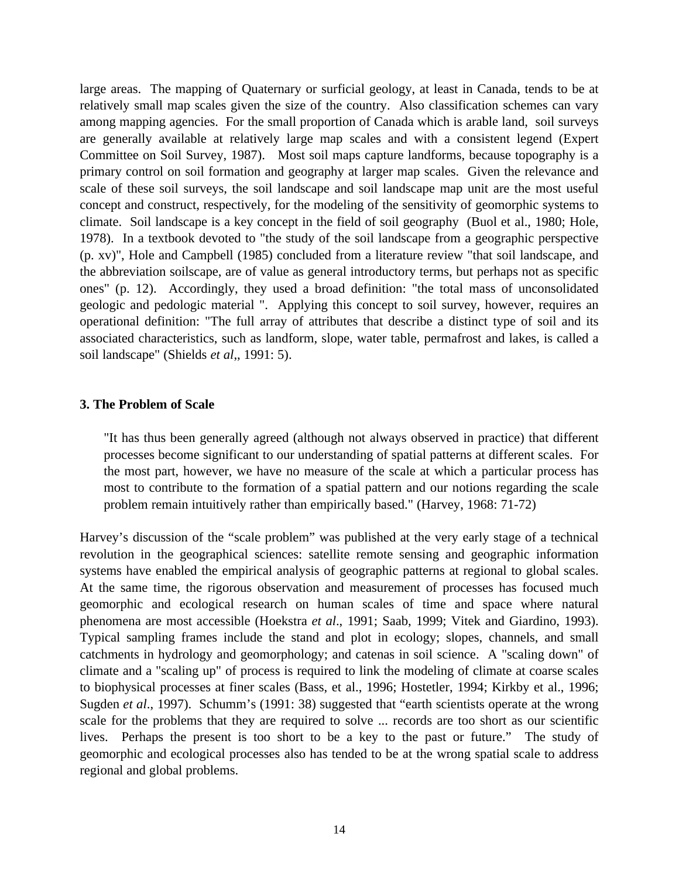large areas. The mapping of Quaternary or surficial geology, at least in Canada, tends to be at relatively small map scales given the size of the country. Also classification schemes can vary among mapping agencies. For the small proportion of Canada which is arable land, soil surveys are generally available at relatively large map scales and with a consistent legend (Expert Committee on Soil Survey, 1987). Most soil maps capture landforms, because topography is a primary control on soil formation and geography at larger map scales. Given the relevance and scale of these soil surveys, the soil landscape and soil landscape map unit are the most useful concept and construct, respectively, for the modeling of the sensitivity of geomorphic systems to climate. Soil landscape is a key concept in the field of soil geography (Buol et al., 1980; Hole, 1978). In a textbook devoted to "the study of the soil landscape from a geographic perspective (p. xv)", Hole and Campbell (1985) concluded from a literature review "that soil landscape, and the abbreviation soilscape, are of value as general introductory terms, but perhaps not as specific ones" (p. 12). Accordingly, they used a broad definition: "the total mass of unconsolidated geologic and pedologic material ". Applying this concept to soil survey, however, requires an operational definition: "The full array of attributes that describe a distinct type of soil and its associated characteristics, such as landform, slope, water table, permafrost and lakes, is called a soil landscape" (Shields *et al*,, 1991: 5).

**3. The Problem of Scale**

> "It has thus been generally agreed (although not always observed in practice) that different processes become significant to our understanding of spatial patterns at different scales. For the most part, however, we have no measure of the scale at which a particular process has most to contribute to the formation of a spatial pattern and our notions regarding the scale problem remain intuitively rather than empirically based." (Harvey, 1968: 71-72)

Harvey's discussion of the "scale problem" was published at the very early stage of a technical revolution in the geographical sciences: satellite remote sensing and geographic information systems have enabled the empirical analysis of geographic patterns at regional to global scales. At the same time, the rigorous observation and measurement of processes has focused much geomorphic and ecological research on human scales of time and space where natural phenomena are most accessible (Hoekstra *et al*., 1991; Saab, 1999; Vitek and Giardino, 1993). Typical sampling frames include the stand and plot in ecology; slopes, channels, and small catchments in hydrology and geomorphology; and catenas in soil science. A "scaling down" of climate and a "scaling up" of process is required to link the modeling of climate at coarse scales to biophysical processes at finer scales (Bass, et al., 1996; Hostetler, 1994; Kirkby et al., 1996; Sugden *et al*., 1997). Schumm's (1991: 38) suggested that "earth scientists operate at the wrong scale for the problems that they are required to solve ... records are too short as our scientific lives. Perhaps the present is too short to be a key to the past or future." The study of geomorphic and ecological processes also has tended to be at the wrong spatial scale to address regional and global problems.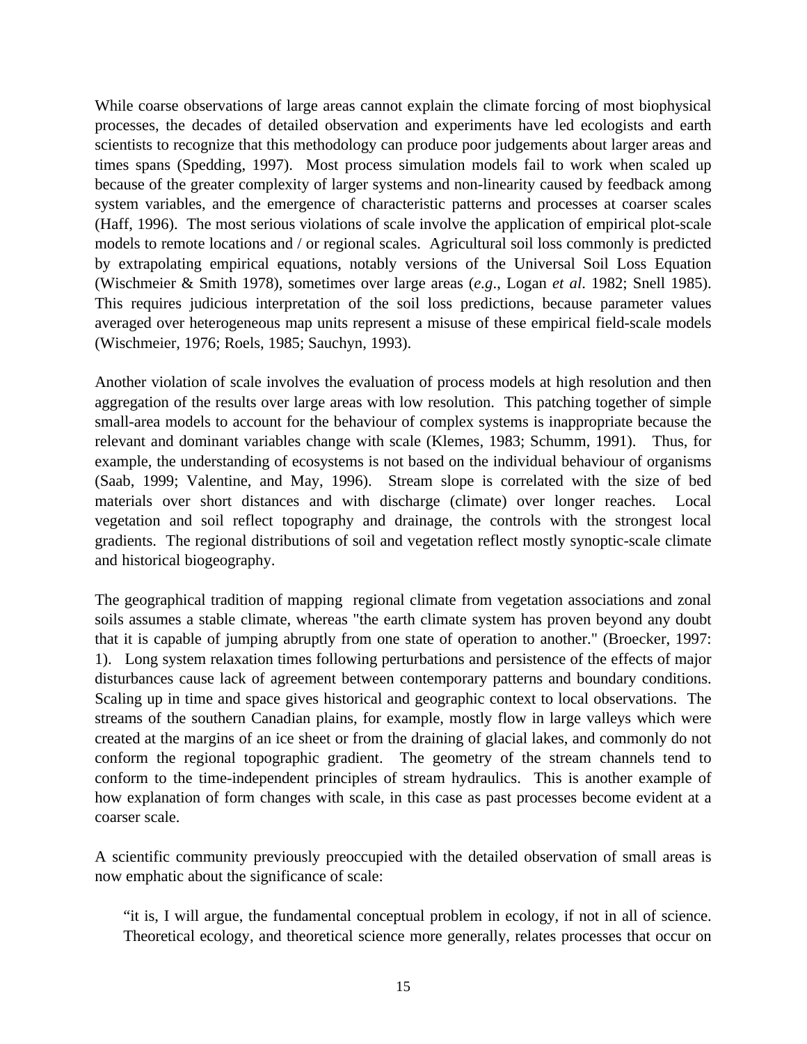While coarse observations of large areas cannot explain the climate forcing of most biophysical processes, the decades of detailed observation and experiments have led ecologists and earth scientists to recognize that this methodology can produce poor judgements about larger areas and times spans (Spedding, 1997). Most process simulation models fail to work when scaled up because of the greater complexity of larger systems and non-linearity caused by feedback among system variables, and the emergence of characteristic patterns and processes at coarser scales (Haff, 1996). The most serious violations of scale involve the application of empirical plot-scale models to remote locations and / or regional scales. Agricultural soil loss commonly is predicted by extrapolating empirical equations, notably versions of the Universal Soil Loss Equation (Wischmeier & Smith 1978), sometimes over large areas (*e.g*., Logan *et al*. 1982; Snell 1985). This requires judicious interpretation of the soil loss predictions, because parameter values averaged over heterogeneous map units represent a misuse of these empirical field-scale models (Wischmeier, 1976; Roels, 1985; Sauchyn, 1993).

Another violation of scale involves the evaluation of process models at high resolution and then aggregation of the results over large areas with low resolution. This patching together of simple small-area models to account for the behaviour of complex systems is inappropriate because the relevant and dominant variables change with scale (Klemes, 1983; Schumm, 1991). Thus, for example, the understanding of ecosystems is not based on the individual behaviour of organisms (Saab, 1999; Valentine, and May, 1996). Stream slope is correlated with the size of bed materials over short distances and with discharge (climate) over longer reaches. Local vegetation and soil reflect topography and drainage, the controls with the strongest local gradients. The regional distributions of soil and vegetation reflect mostly synoptic-scale climate and historical biogeography.

The geographical tradition of mapping regional climate from vegetation associations and zonal soils assumes a stable climate, whereas "the earth climate system has proven beyond any doubt that it is capable of jumping abruptly from one state of operation to another." (Broecker, 1997: 1). Long system relaxation times following perturbations and persistence of the effects of major disturbances cause lack of agreement between contemporary patterns and boundary conditions. Scaling up in time and space gives historical and geographic context to local observations. The streams of the southern Canadian plains, for example, mostly flow in large valleys which were created at the margins of an ice sheet or from the draining of glacial lakes, and commonly do not conform the regional topographic gradient. The geometry of the stream channels tend to conform to the time-independent principles of stream hydraulics. This is another example of how explanation of form changes with scale, in this case as past processes become evident at a coarser scale.

A scientific community previously preoccupied with the detailed observation of small areas is now emphatic about the significance of scale:

> "it is, I will argue, the fundamental conceptual problem in ecology, if not in all of science. Theoretical ecology, and theoretical science more generally, relates processes that occur on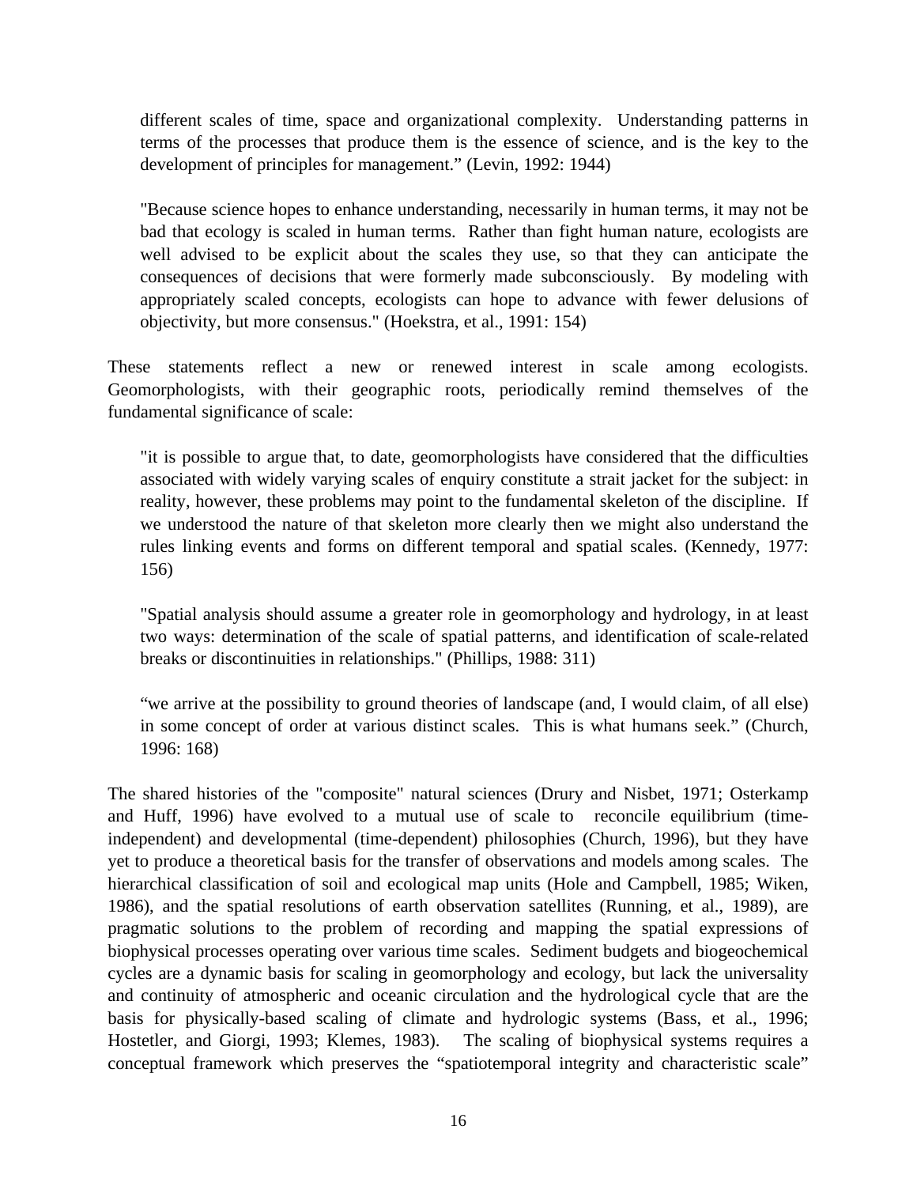> different scales of time, space and organizational complexity. Understanding patterns in terms of the processes that produce them is the essence of science, and is the key to the development of principles for management." (Levin, 1992: 1944)

> "Because science hopes to enhance understanding, necessarily in human terms, it may not be bad that ecology is scaled in human terms. Rather than fight human nature, ecologists are well advised to be explicit about the scales they use, so that they can anticipate the consequences of decisions that were formerly made subconsciously. By modeling with appropriately scaled concepts, ecologists can hope to advance with fewer delusions of objectivity, but more consensus." (Hoekstra, et al., 1991: 154)

These statements reflect a new or renewed interest in scale among ecologists. Geomorphologists, with their geographic roots, periodically remind themselves of the fundamental significance of scale:

> "it is possible to argue that, to date, geomorphologists have considered that the difficulties associated with widely varying scales of enquiry constitute a strait jacket for the subject: in reality, however, these problems may point to the fundamental skeleton of the discipline. If we understood the nature of that skeleton more clearly then we might also understand the rules linking events and forms on different temporal and spatial scales. (Kennedy, 1977: 156)

> "Spatial analysis should assume a greater role in geomorphology and hydrology, in at least two ways: determination of the scale of spatial patterns, and identification of scale-related breaks or discontinuities in relationships." (Phillips, 1988: 311)

> "we arrive at the possibility to ground theories of landscape (and, I would claim, of all else) in some concept of order at various distinct scales. This is what humans seek." (Church, 1996: 168)

The shared histories of the "composite" natural sciences (Drury and Nisbet, 1971; Osterkamp and Huff, 1996) have evolved to a mutual use of scale to reconcile equilibrium (time-independent) and developmental (time-dependent) philosophies (Church, 1996), but they have yet to produce a theoretical basis for the transfer of observations and models among scales. The hierarchical classification of soil and ecological map units (Hole and Campbell, 1985; Wiken, 1986), and the spatial resolutions of earth observation satellites (Running, et al., 1989), are pragmatic solutions to the problem of recording and mapping the spatial expressions of biophysical processes operating over various time scales. Sediment budgets and biogeochemical cycles are a dynamic basis for scaling in geomorphology and ecology, but lack the universality and continuity of atmospheric and oceanic circulation and the hydrological cycle that are the basis for physically-based scaling of climate and hydrologic systems (Bass, et al., 1996; Hostetler, and Giorgi, 1993; Klemes, 1983). The scaling of biophysical systems requires a conceptual framework which preserves the "spatiotemporal integrity and characteristic scale"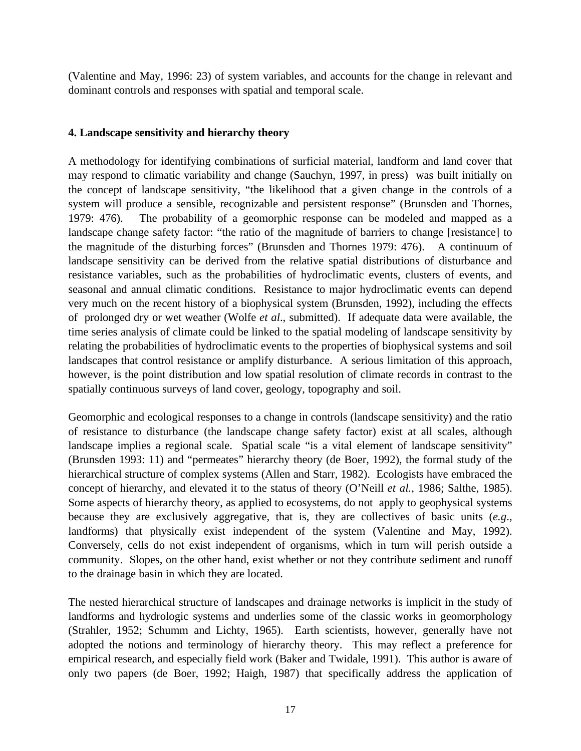(Valentine and May, 1996: 23) of system variables, and accounts for the change in relevant and dominant controls and responses with spatial and temporal scale.

## 4. Landscape sensitivity and hierarchy theory

A methodology for identifying combinations of surficial material, landform and land cover that may respond to climatic variability and change (Sauchyn, 1997, in press) was built initially on the concept of landscape sensitivity, "the likelihood that a given change in the controls of a system will produce a sensible, recognizable and persistent response" (Brunsden and Thornes, 1979: 476). The probability of a geomorphic response can be modeled and mapped as a landscape change safety factor: "the ratio of the magnitude of barriers to change [resistance] to the magnitude of the disturbing forces" (Brunsden and Thornes 1979: 476). A continuum of landscape sensitivity can be derived from the relative spatial distributions of disturbance and resistance variables, such as the probabilities of hydroclimatic events, clusters of events, and seasonal and annual climatic conditions. Resistance to major hydroclimatic events can depend very much on the recent history of a biophysical system (Brunsden, 1992), including the effects of prolonged dry or wet weather (Wolfe *et al*., submitted). If adequate data were available, the time series analysis of climate could be linked to the spatial modeling of landscape sensitivity by relating the probabilities of hydroclimatic events to the properties of biophysical systems and soil landscapes that control resistance or amplify disturbance. A serious limitation of this approach, however, is the point distribution and low spatial resolution of climate records in contrast to the spatially continuous surveys of land cover, geology, topography and soil.

Geomorphic and ecological responses to a change in controls (landscape sensitivity) and the ratio of resistance to disturbance (the landscape change safety factor) exist at all scales, although landscape implies a regional scale. Spatial scale "is a vital element of landscape sensitivity" (Brunsden 1993: 11) and "permeates" hierarchy theory (de Boer, 1992), the formal study of the hierarchical structure of complex systems (Allen and Starr, 1982). Ecologists have embraced the concept of hierarchy, and elevated it to the status of theory (O'Neill *et al.*, 1986; Salthe, 1985). Some aspects of hierarchy theory, as applied to ecosystems, do not apply to geophysical systems because they are exclusively aggregative, that is, they are collectives of basic units (*e.g*., landforms) that physically exist independent of the system (Valentine and May, 1992). Conversely, cells do not exist independent of organisms, which in turn will perish outside a community. Slopes, on the other hand, exist whether or not they contribute sediment and runoff to the drainage basin in which they are located.

The nested hierarchical structure of landscapes and drainage networks is implicit in the study of landforms and hydrologic systems and underlies some of the classic works in geomorphology (Strahler, 1952; Schumm and Lichty, 1965). Earth scientists, however, generally have not adopted the notions and terminology of hierarchy theory. This may reflect a preference for empirical research, and especially field work (Baker and Twidale, 1991). This author is aware of only two papers (de Boer, 1992; Haigh, 1987) that specifically address the application of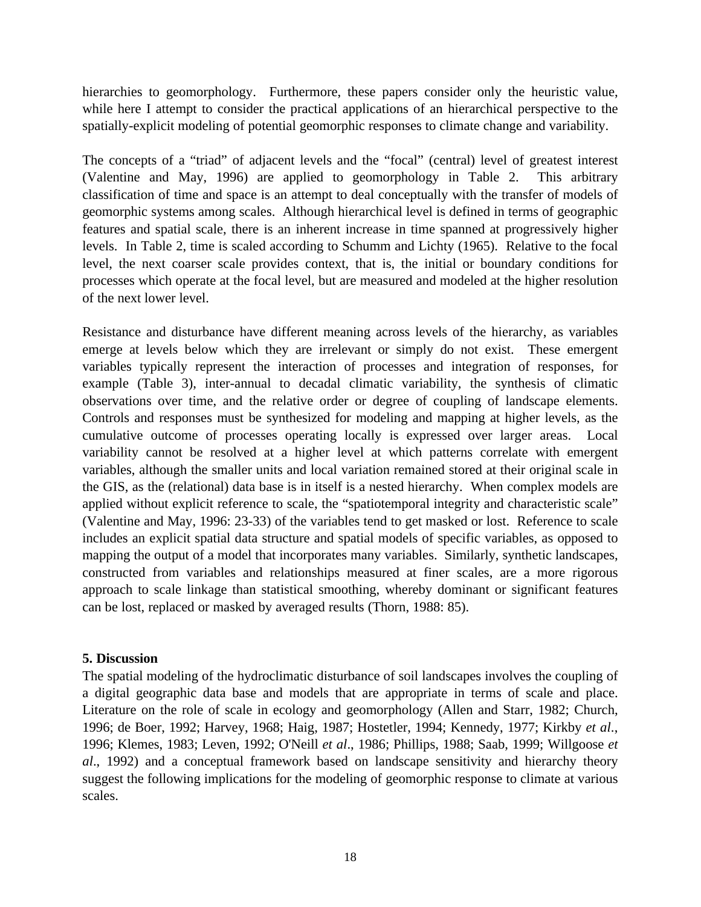hierarchies to geomorphology. Furthermore, these papers consider only the heuristic value, while here I attempt to consider the practical applications of an hierarchical perspective to the spatially-explicit modeling of potential geomorphic responses to climate change and variability.

The concepts of a "triad" of adjacent levels and the "focal" (central) level of greatest interest (Valentine and May, 1996) are applied to geomorphology in Table 2. This arbitrary classification of time and space is an attempt to deal conceptually with the transfer of models of geomorphic systems among scales. Although hierarchical level is defined in terms of geographic features and spatial scale, there is an inherent increase in time spanned at progressively higher levels. In Table 2, time is scaled according to Schumm and Lichty (1965). Relative to the focal level, the next coarser scale provides context, that is, the initial or boundary conditions for processes which operate at the focal level, but are measured and modeled at the higher resolution of the next lower level.

Resistance and disturbance have different meaning across levels of the hierarchy, as variables emerge at levels below which they are irrelevant or simply do not exist. These emergent variables typically represent the interaction of processes and integration of responses, for example (Table 3), inter-annual to decadal climatic variability, the synthesis of climatic observations over time, and the relative order or degree of coupling of landscape elements. Controls and responses must be synthesized for modeling and mapping at higher levels, as the cumulative outcome of processes operating locally is expressed over larger areas. Local variability cannot be resolved at a higher level at which patterns correlate with emergent variables, although the smaller units and local variation remained stored at their original scale in the GIS, as the (relational) data base is in itself is a nested hierarchy. When complex models are applied without explicit reference to scale, the "spatiotemporal integrity and characteristic scale" (Valentine and May, 1996: 23-33) of the variables tend to get masked or lost. Reference to scale includes an explicit spatial data structure and spatial models of specific variables, as opposed to mapping the output of a model that incorporates many variables. Similarly, synthetic landscapes, constructed from variables and relationships measured at finer scales, are a more rigorous approach to scale linkage than statistical smoothing, whereby dominant or significant features can be lost, replaced or masked by averaged results (Thorn, 1988: 85).

## 5. Discussion

The spatial modeling of the hydroclimatic disturbance of soil landscapes involves the coupling of a digital geographic data base and models that are appropriate in terms of scale and place. Literature on the role of scale in ecology and geomorphology (Allen and Starr, 1982; Church, 1996; de Boer, 1992; Harvey, 1968; Haig, 1987; Hostetler, 1994; Kennedy, 1977; Kirkby *et al.*, 1996; Klemes, 1983; Leven, 1992; O'Neill *et al*., 1986; Phillips, 1988; Saab, 1999; Willgoose *et al*., 1992) and a conceptual framework based on landscape sensitivity and hierarchy theory suggest the following implications for the modeling of geomorphic response to climate at various scales.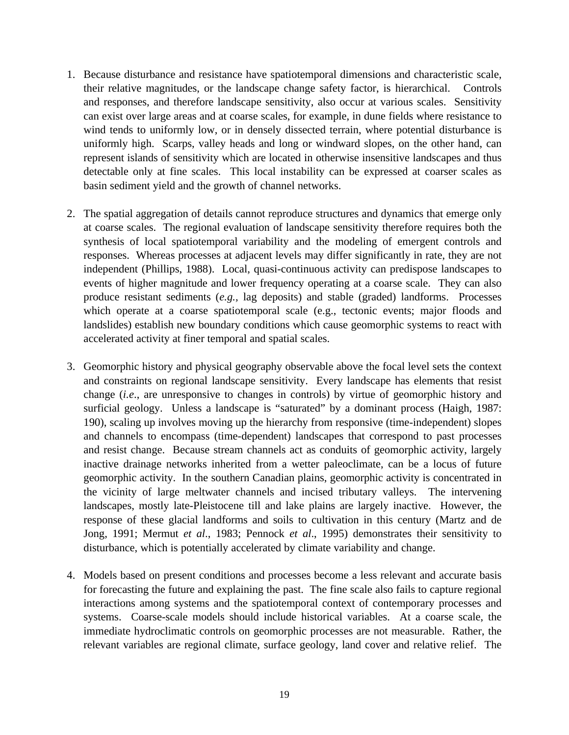1. Because disturbance and resistance have spatiotemporal dimensions and characteristic scale, their relative magnitudes, or the landscape change safety factor, is hierarchical. Controls and responses, and therefore landscape sensitivity, also occur at various scales. Sensitivity can exist over large areas and at coarse scales, for example, in dune fields where resistance to wind tends to uniformly low, or in densely dissected terrain, where potential disturbance is uniformly high. Scarps, valley heads and long or windward slopes, on the other hand, can represent islands of sensitivity which are located in otherwise insensitive landscapes and thus detectable only at fine scales. This local instability can be expressed at coarser scales as basin sediment yield and the growth of channel networks.

2. The spatial aggregation of details cannot reproduce structures and dynamics that emerge only at coarse scales. The regional evaluation of landscape sensitivity therefore requires both the synthesis of local spatiotemporal variability and the modeling of emergent controls and responses. Whereas processes at adjacent levels may differ significantly in rate, they are not independent (Phillips, 1988). Local, quasi-continuous activity can predispose landscapes to events of higher magnitude and lower frequency operating at a coarse scale. They can also produce resistant sediments (*e.g.,* lag deposits) and stable (graded) landforms. Processes which operate at a coarse spatiotemporal scale (e.g., tectonic events; major floods and landslides) establish new boundary conditions which cause geomorphic systems to react with accelerated activity at finer temporal and spatial scales.

3. Geomorphic history and physical geography observable above the focal level sets the context and constraints on regional landscape sensitivity. Every landscape has elements that resist change (*i.e*., are unresponsive to changes in controls) by virtue of geomorphic history and surficial geology. Unless a landscape is "saturated" by a dominant process (Haigh, 1987: 190), scaling up involves moving up the hierarchy from responsive (time-independent) slopes and channels to encompass (time-dependent) landscapes that correspond to past processes and resist change. Because stream channels act as conduits of geomorphic activity, largely inactive drainage networks inherited from a wetter paleoclimate, can be a locus of future geomorphic activity. In the southern Canadian plains, geomorphic activity is concentrated in the vicinity of large meltwater channels and incised tributary valleys. The intervening landscapes, mostly late-Pleistocene till and lake plains are largely inactive. However, the response of these glacial landforms and soils to cultivation in this century (Martz and de Jong, 1991; Mermut *et al*., 1983; Pennock *et al*., 1995) demonstrates their sensitivity to disturbance, which is potentially accelerated by climate variability and change.

4. Models based on present conditions and processes become a less relevant and accurate basis for forecasting the future and explaining the past. The fine scale also fails to capture regional interactions among systems and the spatiotemporal context of contemporary processes and systems. Coarse-scale models should include historical variables. At a coarse scale, the immediate hydroclimatic controls on geomorphic processes are not measurable. Rather, the relevant variables are regional climate, surface geology, land cover and relative relief. The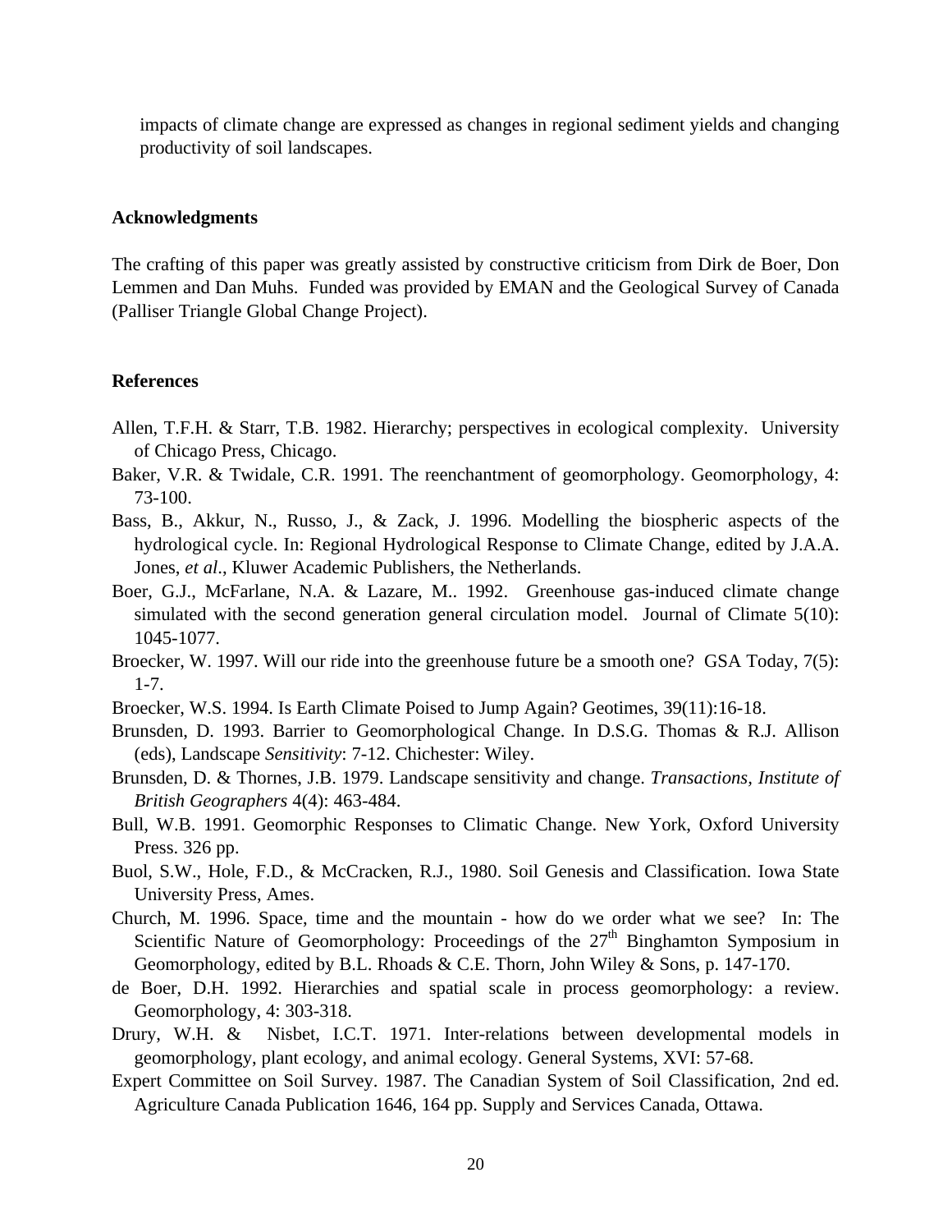impacts of climate change are expressed as changes in regional sediment yields and changing productivity of soil landscapes.

## Acknowledgments

The crafting of this paper was greatly assisted by constructive criticism from Dirk de Boer, Don Lemmen and Dan Muhs. Funded was provided by EMAN and the Geological Survey of Canada (Palliser Triangle Global Change Project).

## References

Allen, T.F.H. & Starr, T.B. 1982. Hierarchy; perspectives in ecological complexity. University of Chicago Press, Chicago.

Baker, V.R. & Twidale, C.R. 1991. The reenchantment of geomorphology. Geomorphology, 4: 73-100.

Bass, B., Akkur, N., Russo, J., & Zack, J. 1996. Modelling the biospheric aspects of the hydrological cycle. In: Regional Hydrological Response to Climate Change, edited by J.A.A. Jones, *et al*., Kluwer Academic Publishers, the Netherlands.

Boer, G.J., McFarlane, N.A. & Lazare, M.. 1992. Greenhouse gas-induced climate change simulated with the second generation general circulation model. Journal of Climate 5(10): 1045-1077.

Broecker, W. 1997. Will our ride into the greenhouse future be a smooth one? GSA Today, 7(5): 1-7.

Broecker, W.S. 1994. Is Earth Climate Poised to Jump Again? Geotimes, 39(11):16-18.

Brunsden, D. 1993. Barrier to Geomorphological Change. In D.S.G. Thomas & R.J. Allison (eds), Landscape *Sensitivity*: 7-12. Chichester: Wiley.

Brunsden, D. & Thornes, J.B. 1979. Landscape sensitivity and change. *Transactions, Institute of British Geographers* 4(4): 463-484.

Bull, W.B. 1991. Geomorphic Responses to Climatic Change. New York, Oxford University Press. 326 pp.

Buol, S.W., Hole, F.D., & McCracken, R.J., 1980. Soil Genesis and Classification. Iowa State University Press, Ames.

Church, M. 1996. Space, time and the mountain - how do we order what we see? In: The Scientific Nature of Geomorphology: Proceedings of the 27th Binghamton Symposium in Geomorphology, edited by B.L. Rhoads & C.E. Thorn, John Wiley & Sons, p. 147-170.

de Boer, D.H. 1992. Hierarchies and spatial scale in process geomorphology: a review. Geomorphology, 4: 303-318.

Drury, W.H. & Nisbet, I.C.T. 1971. Inter-relations between developmental models in geomorphology, plant ecology, and animal ecology. General Systems, XVI: 57-68.

Expert Committee on Soil Survey. 1987. The Canadian System of Soil Classification, 2nd ed. Agriculture Canada Publication 1646, 164 pp. Supply and Services Canada, Ottawa.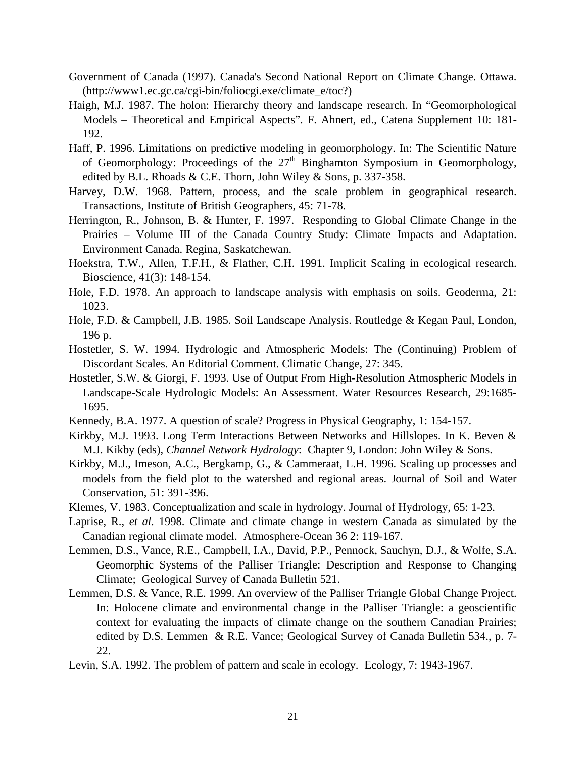Government of Canada (1997). Canada's Second National Report on Climate Change. Ottawa. (http://www1.ec.gc.ca/cgi-bin/foliocgi.exe/climate_e/toc?)

Haigh, M.J. 1987. The holon: Hierarchy theory and landscape research. In "Geomorphological Models – Theoretical and Empirical Aspects". F. Ahnert, ed., Catena Supplement 10: 181-192.

Haff, P. 1996. Limitations on predictive modeling in geomorphology. In: The Scientific Nature of Geomorphology: Proceedings of the 27th Binghamton Symposium in Geomorphology, edited by B.L. Rhoads & C.E. Thorn, John Wiley & Sons, p. 337-358.

Harvey, D.W. 1968. Pattern, process, and the scale problem in geographical research. Transactions, Institute of British Geographers, 45: 71-78.

Herrington, R., Johnson, B. & Hunter, F. 1997. Responding to Global Climate Change in the Prairies – Volume III of the Canada Country Study: Climate Impacts and Adaptation. Environment Canada. Regina, Saskatchewan.

Hoekstra, T.W., Allen, T.F.H., & Flather, C.H. 1991. Implicit Scaling in ecological research. Bioscience, 41(3): 148-154.

Hole, F.D. 1978. An approach to landscape analysis with emphasis on soils. Geoderma, 21: 1023.

Hole, F.D. & Campbell, J.B. 1985. Soil Landscape Analysis. Routledge & Kegan Paul, London, 196 p.

Hostetler, S. W. 1994. Hydrologic and Atmospheric Models: The (Continuing) Problem of Discordant Scales. An Editorial Comment. Climatic Change, 27: 345.

Hostetler, S.W. & Giorgi, F. 1993. Use of Output From High-Resolution Atmospheric Models in Landscape-Scale Hydrologic Models: An Assessment. Water Resources Research, 29:1685-1695.

Kennedy, B.A. 1977. A question of scale? Progress in Physical Geography, 1: 154-157.

Kirkby, M.J. 1993. Long Term Interactions Between Networks and Hillslopes. In K. Beven & M.J. Kikby (eds), *Channel Network Hydrology*: Chapter 9, London: John Wiley & Sons.

Kirkby, M.J., Imeson, A.C., Bergkamp, G., & Cammeraat, L.H. 1996. Scaling up processes and models from the field plot to the watershed and regional areas. Journal of Soil and Water Conservation, 51: 391-396.

Klemes, V. 1983. Conceptualization and scale in hydrology. Journal of Hydrology, 65: 1-23.

Laprise, R., *et al*. 1998. Climate and climate change in western Canada as simulated by the Canadian regional climate model. Atmosphere-Ocean 36 2: 119-167.

Lemmen, D.S., Vance, R.E., Campbell, I.A., David, P.P., Pennock, Sauchyn, D.J., & Wolfe, S.A. Geomorphic Systems of the Palliser Triangle: Description and Response to Changing Climate; Geological Survey of Canada Bulletin 521.

Lemmen, D.S. & Vance, R.E. 1999. An overview of the Palliser Triangle Global Change Project. In: Holocene climate and environmental change in the Palliser Triangle: a geoscientific context for evaluating the impacts of climate change on the southern Canadian Prairies; edited by D.S. Lemmen & R.E. Vance; Geological Survey of Canada Bulletin 534., p. 7-22.

Levin, S.A. 1992. The problem of pattern and scale in ecology. Ecology, 7: 1943-1967.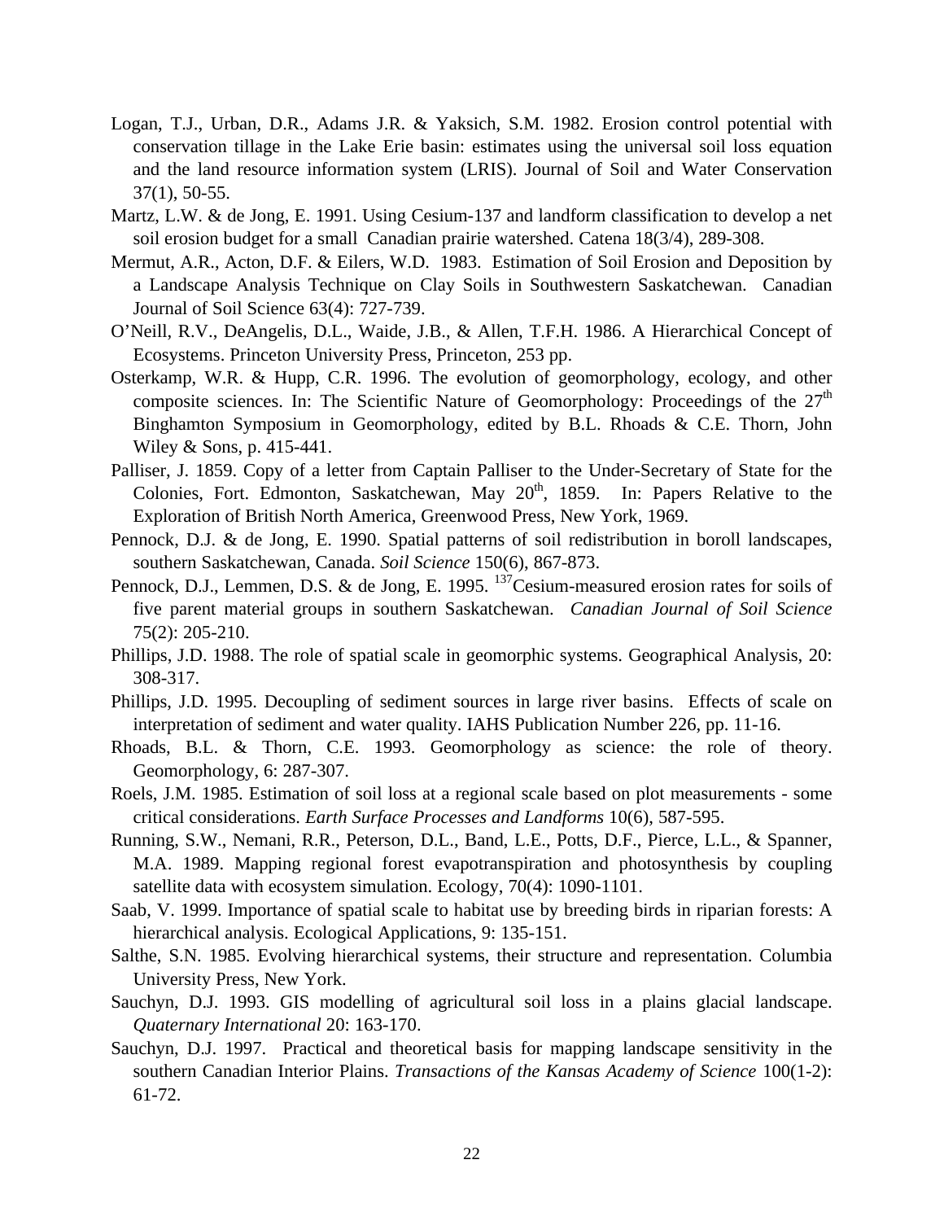Logan, T.J., Urban, D.R., Adams J.R. & Yaksich, S.M. 1982. Erosion control potential with conservation tillage in the Lake Erie basin: estimates using the universal soil loss equation and the land resource information system (LRIS). Journal of Soil and Water Conservation 37(1), 50-55.

Martz, L.W. & de Jong, E. 1991. Using Cesium-137 and landform classification to develop a net soil erosion budget for a small Canadian prairie watershed. Catena 18(3/4), 289-308.

Mermut, A.R., Acton, D.F. & Eilers, W.D. 1983. Estimation of Soil Erosion and Deposition by a Landscape Analysis Technique on Clay Soils in Southwestern Saskatchewan. Canadian Journal of Soil Science 63(4): 727-739.

O'Neill, R.V., DeAngelis, D.L., Waide, J.B., & Allen, T.F.H. 1986. A Hierarchical Concept of Ecosystems. Princeton University Press, Princeton, 253 pp.

Osterkamp, W.R. & Hupp, C.R. 1996. The evolution of geomorphology, ecology, and other composite sciences. In: The Scientific Nature of Geomorphology: Proceedings of the 27th Binghamton Symposium in Geomorphology, edited by B.L. Rhoads & C.E. Thorn, John Wiley & Sons, p. 415-441.

Palliser, J. 1859. Copy of a letter from Captain Palliser to the Under-Secretary of State for the Colonies, Fort. Edmonton, Saskatchewan, May 20th, 1859. In: Papers Relative to the Exploration of British North America, Greenwood Press, New York, 1969.

Pennock, D.J. & de Jong, E. 1990. Spatial patterns of soil redistribution in boroll landscapes, southern Saskatchewan, Canada. *Soil Science* 150(6), 867-873.

Pennock, D.J., Lemmen, D.S. & de Jong, E. 1995. $^{137}$Cesium-measured erosion rates for soils of five parent material groups in southern Saskatchewan. *Canadian Journal of Soil Science* 75(2): 205-210.

Phillips, J.D. 1988. The role of spatial scale in geomorphic systems. Geographical Analysis, 20: 308-317.

Phillips, J.D. 1995. Decoupling of sediment sources in large river basins. Effects of scale on interpretation of sediment and water quality. IAHS Publication Number 226, pp. 11-16.

Rhoads, B.L. & Thorn, C.E. 1993. Geomorphology as science: the role of theory. Geomorphology, 6: 287-307.

Roels, J.M. 1985. Estimation of soil loss at a regional scale based on plot measurements - some critical considerations. *Earth Surface Processes and Landforms* 10(6), 587-595.

Running, S.W., Nemani, R.R., Peterson, D.L., Band, L.E., Potts, D.F., Pierce, L.L., & Spanner, M.A. 1989. Mapping regional forest evapotranspiration and photosynthesis by coupling satellite data with ecosystem simulation. Ecology, 70(4): 1090-1101.

Saab, V. 1999. Importance of spatial scale to habitat use by breeding birds in riparian forests: A hierarchical analysis. Ecological Applications, 9: 135-151.

Salthe, S.N. 1985. Evolving hierarchical systems, their structure and representation. Columbia University Press, New York.

Sauchyn, D.J. 1993. GIS modelling of agricultural soil loss in a plains glacial landscape. *Quaternary International* 20: 163-170.

Sauchyn, D.J. 1997. Practical and theoretical basis for mapping landscape sensitivity in the southern Canadian Interior Plains. *Transactions of the Kansas Academy of Science* 100(1-2): 61-72.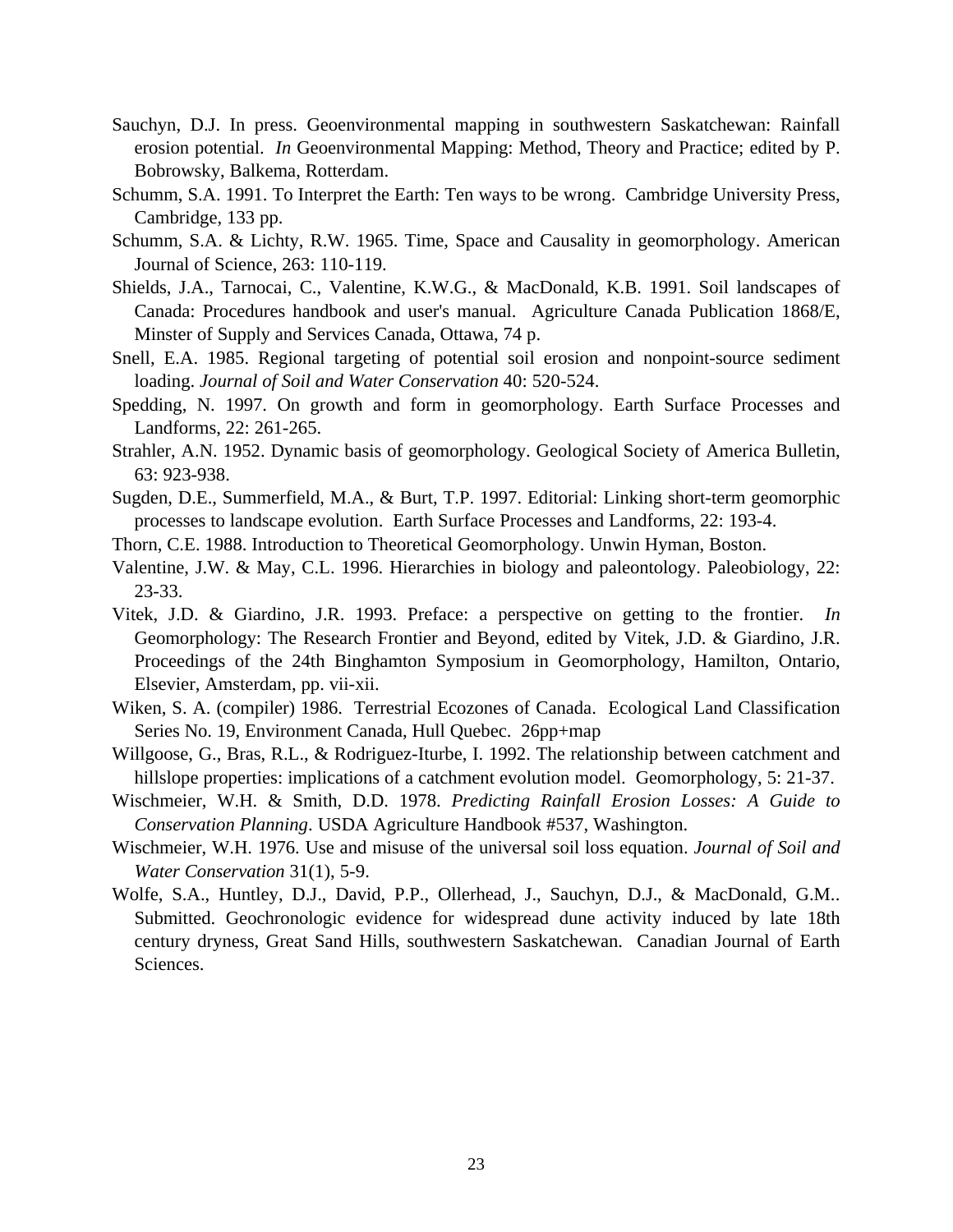Sauchyn, D.J. In press. Geoenvironmental mapping in southwestern Saskatchewan: Rainfall erosion potential. *In* Geoenvironmental Mapping: Method, Theory and Practice; edited by P. Bobrowsky, Balkema, Rotterdam.

Schumm, S.A. 1991. To Interpret the Earth: Ten ways to be wrong. Cambridge University Press, Cambridge, 133 pp.

Schumm, S.A. & Lichty, R.W. 1965. Time, Space and Causality in geomorphology. American Journal of Science, 263: 110-119.

Shields, J.A., Tarnocai, C., Valentine, K.W.G., & MacDonald, K.B. 1991. Soil landscapes of Canada: Procedures handbook and user's manual. Agriculture Canada Publication 1868/E, Minster of Supply and Services Canada, Ottawa, 74 p.

Snell, E.A. 1985. Regional targeting of potential soil erosion and nonpoint-source sediment loading. *Journal of Soil and Water Conservation* 40: 520-524.

Spedding, N. 1997. On growth and form in geomorphology. Earth Surface Processes and Landforms, 22: 261-265.

Strahler, A.N. 1952. Dynamic basis of geomorphology. Geological Society of America Bulletin, 63: 923-938.

Sugden, D.E., Summerfield, M.A., & Burt, T.P. 1997. Editorial: Linking short-term geomorphic processes to landscape evolution. Earth Surface Processes and Landforms, 22: 193-4.

Thorn, C.E. 1988. Introduction to Theoretical Geomorphology. Unwin Hyman, Boston.

Valentine, J.W. & May, C.L. 1996. Hierarchies in biology and paleontology. Paleobiology, 22: 23-33.

Vitek, J.D. & Giardino, J.R. 1993. Preface: a perspective on getting to the frontier. *In* Geomorphology: The Research Frontier and Beyond, edited by Vitek, J.D. & Giardino, J.R. Proceedings of the 24th Binghamton Symposium in Geomorphology, Hamilton, Ontario, Elsevier, Amsterdam, pp. vii-xii.

Wiken, S. A. (compiler) 1986. Terrestrial Ecozones of Canada. Ecological Land Classification Series No. 19, Environment Canada, Hull Quebec. 26pp+map

Willgoose, G., Bras, R.L., & Rodriguez-Iturbe, I. 1992. The relationship between catchment and hillslope properties: implications of a catchment evolution model. Geomorphology, 5: 21-37.

Wischmeier, W.H. & Smith, D.D. 1978. *Predicting Rainfall Erosion Losses: A Guide to Conservation Planning*. USDA Agriculture Handbook #537, Washington.

Wischmeier, W.H. 1976. Use and misuse of the universal soil loss equation. *Journal of Soil and Water Conservation* 31(1), 5-9.

Wolfe, S.A., Huntley, D.J., David, P.P., Ollerhead, J., Sauchyn, D.J., & MacDonald, G.M.. Submitted. Geochronologic evidence for widespread dune activity induced by late 18th century dryness, Great Sand Hills, southwestern Saskatchewan. Canadian Journal of Earth Sciences.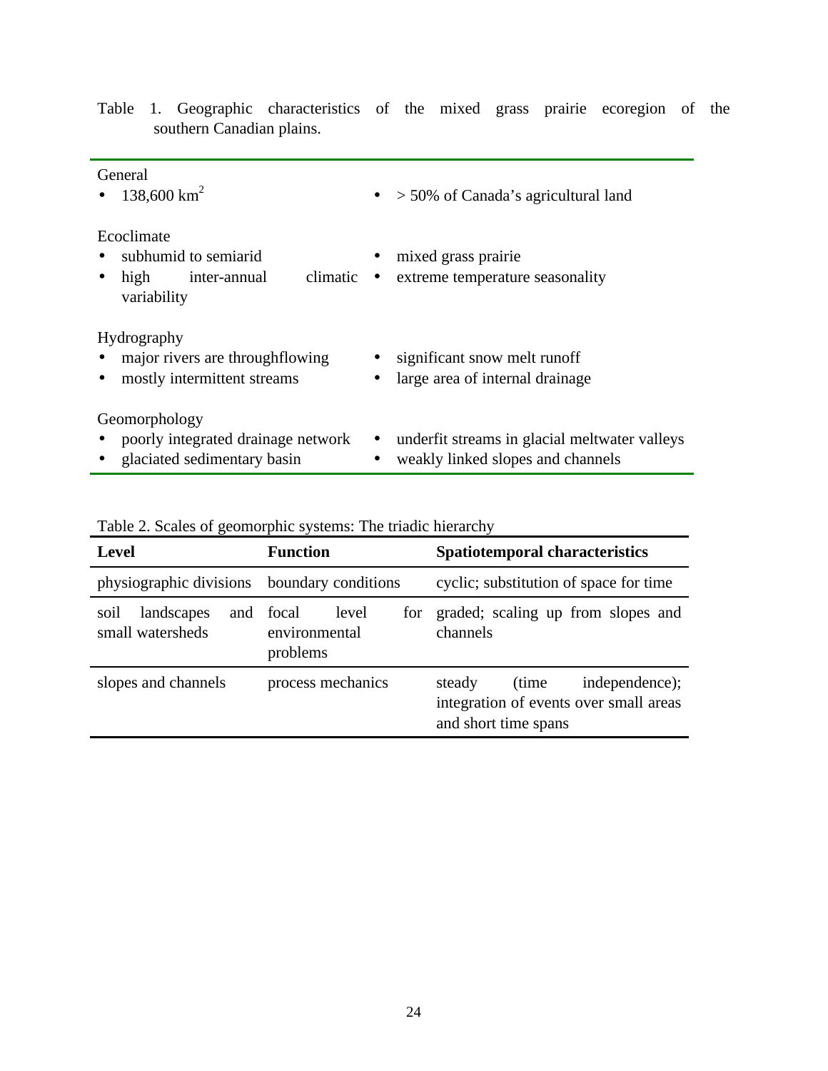Table 1. Geographic characteristics of the mixed grass prairie ecoregion of the southern Canadian plains.

| | |
|---|---|
| **General** | |
| • 138,600 $km^2$ | • > 50% of Canada's agricultural land |
| **Ecoclimate** | |
| • subhumid to semiarid | • mixed grass prairie |
| • high inter-annual climatic variability | • extreme temperature seasonality |
| **Hydrography** | |
| • major rivers are throughflowing | • significant snow melt runoff |
| • mostly intermittent streams | • large area of internal drainage |
| **Geomorphology** | |
| • poorly integrated drainage network | • underfit streams in glacial meltwater valleys |
| • glaciated sedimentary basin | • weakly linked slopes and channels |

Table 2. Scales of geomorphic systems: The triadic hierarchy

| Level | Function | Spatiotemporal characteristics |
|---|---|---|
| physiographic divisions | boundary conditions | cyclic; substitution of space for time |
| soil landscapes and small watersheds | focal level for environmental problems | graded; scaling up from slopes and channels |
| slopes and channels | process mechanics | steady (time independence); integration of events over small areas and short time spans |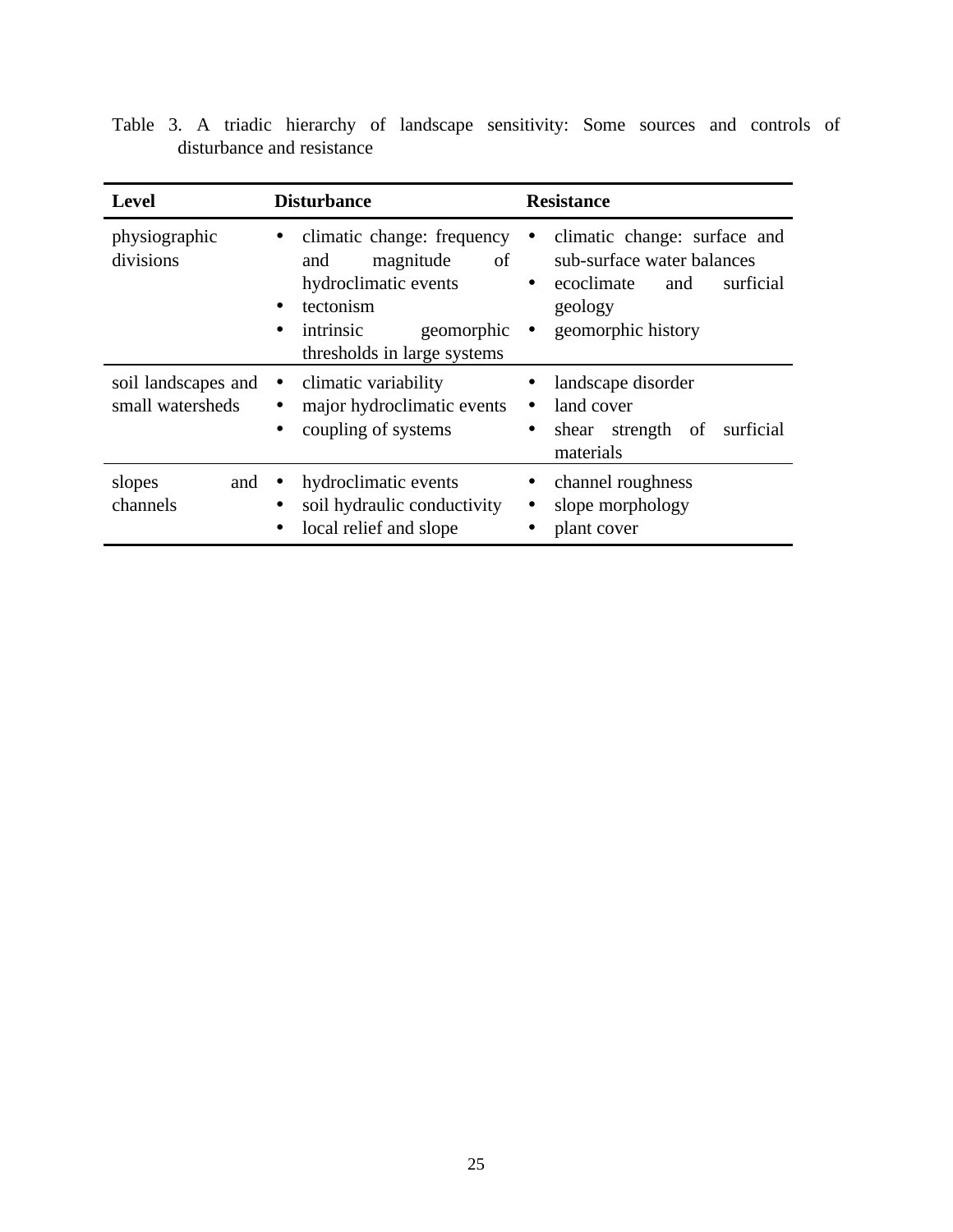Table 3. A triadic hierarchy of landscape sensitivity: Some sources and controls of disturbance and resistance

| Level | Disturbance | Resistance |
| --- | --- | --- |
| physiographic divisions | • climatic change: frequency and magnitude of hydroclimatic events<br>• tectonism<br>• intrinsic geomorphic thresholds in large systems | • climatic change: surface and sub-surface water balances<br>• ecoclimate and surficial geology<br>• geomorphic history |
| soil landscapes and small watersheds | • climatic variability<br>• major hydroclimatic events<br>• coupling of systems | • landscape disorder<br>• land cover<br>• shear strength of surficial materials |
| slopes and channels | • hydroclimatic events<br>• soil hydraulic conductivity<br>• local relief and slope | • channel roughness<br>• slope morphology<br>• plant cover |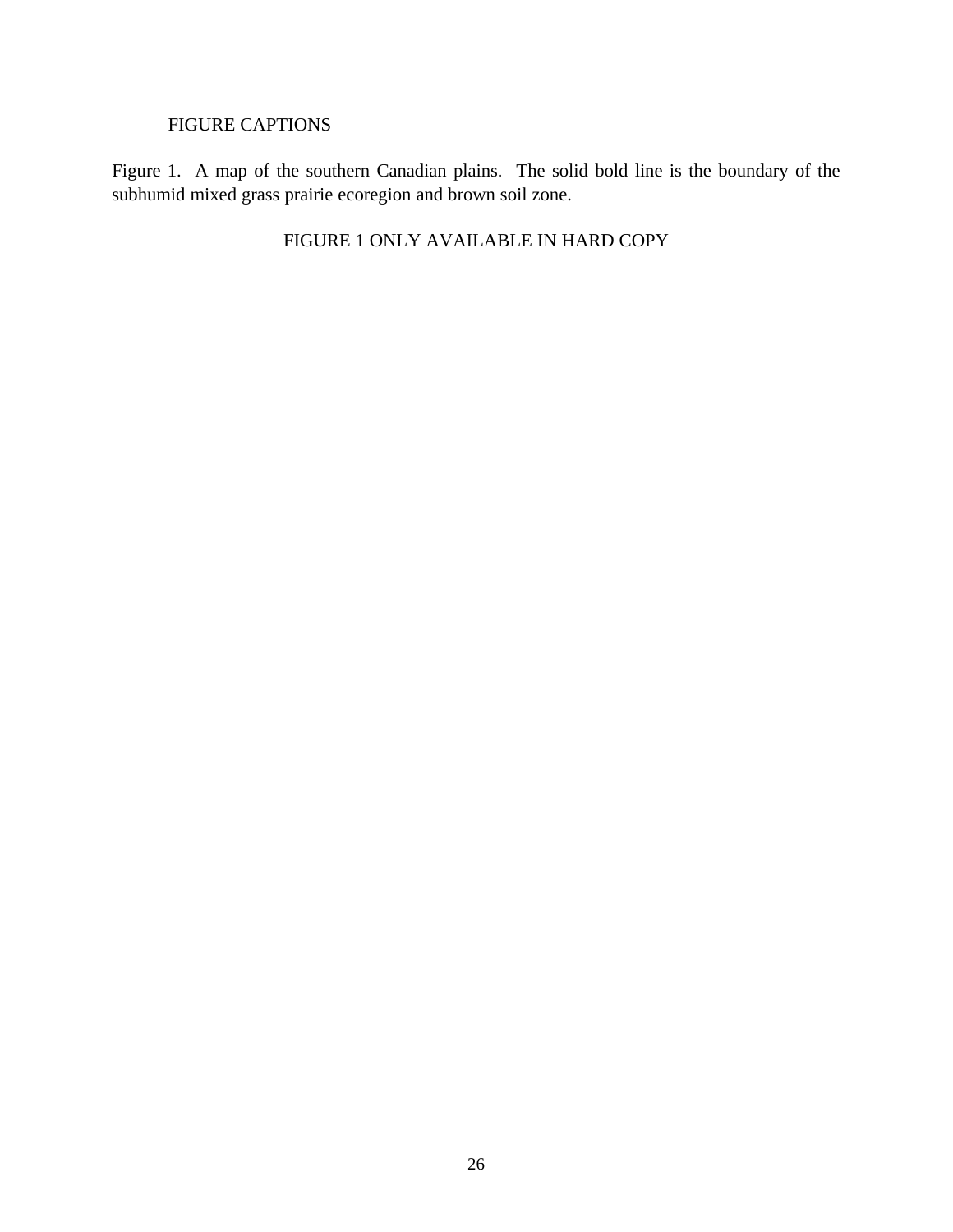FIGURE CAPTIONS

Figure 1. A map of the southern Canadian plains. The solid bold line is the boundary of the subhumid mixed grass prairie ecoregion and brown soil zone.

FIGURE 1 ONLY AVAILABLE IN HARD COPY